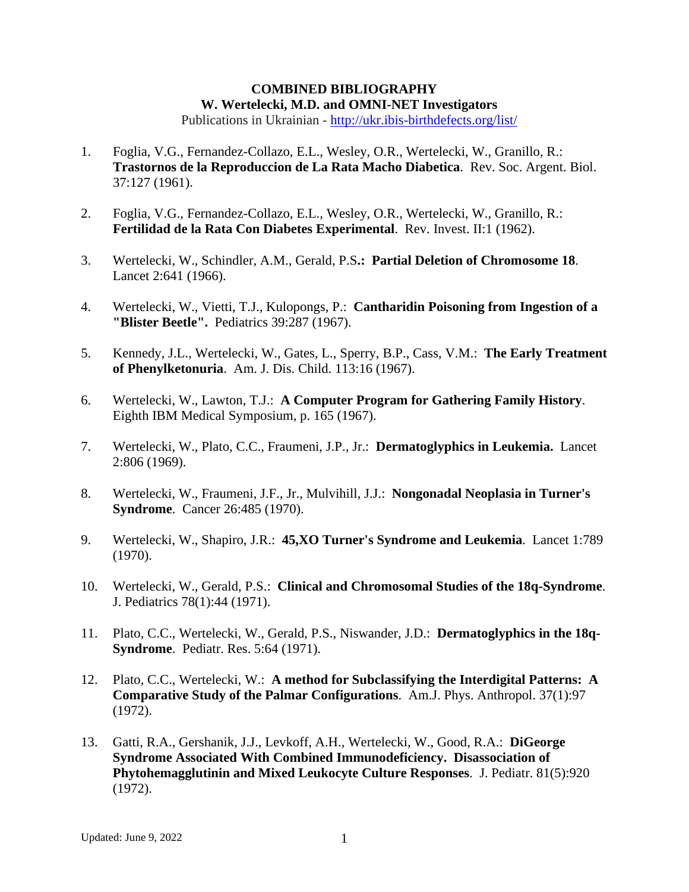**COMBINED BIBLIOGRAPHY**
**W. Wertelecki, M.D. and OMNI-NET Investigators**

Publications in Ukrainian - http://ukr.ibis-birthdefects.org/list/

1. Foglia, V.G., Fernandez-Collazo, E.L., Wesley, O.R., Wertelecki, W., Granillo, R.: **Trastornos de la Reproduccion de La Rata Macho Diabetica**. Rev. Soc. Argent. Biol. 37:127 (1961).

2. Foglia, V.G., Fernandez-Collazo, E.L., Wesley, O.R., Wertelecki, W., Granillo, R.: **Fertilidad de la Rata Con Diabetes Experimental**. Rev. Invest. II:1 (1962).

3. Wertelecki, W., Schindler, A.M., Gerald, P.S**.: Partial Deletion of Chromosome 18**. Lancet 2:641 (1966).

4. Wertelecki, W., Vietti, T.J., Kulopongs, P.: **Cantharidin Poisoning from Ingestion of a "Blister Beetle".** Pediatrics 39:287 (1967).

5. Kennedy, J.L., Wertelecki, W., Gates, L., Sperry, B.P., Cass, V.M.: **The Early Treatment of Phenylketonuria**. Am. J. Dis. Child. 113:16 (1967).

6. Wertelecki, W., Lawton, T.J.: **A Computer Program for Gathering Family History**. Eighth IBM Medical Symposium, p. 165 (1967).

7. Wertelecki, W., Plato, C.C., Fraumeni, J.P., Jr.: **Dermatoglyphics in Leukemia.** Lancet 2:806 (1969).

8. Wertelecki, W., Fraumeni, J.F., Jr., Mulvihill, J.J.: **Nongonadal Neoplasia in Turner's Syndrome**. Cancer 26:485 (1970).

9. Wertelecki, W., Shapiro, J.R.: **45,XO Turner's Syndrome and Leukemia**. Lancet 1:789 (1970).

10. Wertelecki, W., Gerald, P.S.: **Clinical and Chromosomal Studies of the 18q-Syndrome**. J. Pediatrics 78(1):44 (1971).

11. Plato, C.C., Wertelecki, W., Gerald, P.S., Niswander, J.D.: **Dermatoglyphics in the 18q-Syndrome**. Pediatr. Res. 5:64 (1971).

12. Plato, C.C., Wertelecki, W.: **A method for Subclassifying the Interdigital Patterns: A Comparative Study of the Palmar Configurations**. Am.J. Phys. Anthropol. 37(1):97 (1972).

13. Gatti, R.A., Gershanik, J.J., Levkoff, A.H., Wertelecki, W., Good, R.A.: **DiGeorge Syndrome Associated With Combined Immunodeficiency. Disassociation of Phytohemagglutinin and Mixed Leukocyte Culture Responses**. J. Pediatr. 81(5):920 (1972).

Updated: June 9, 2022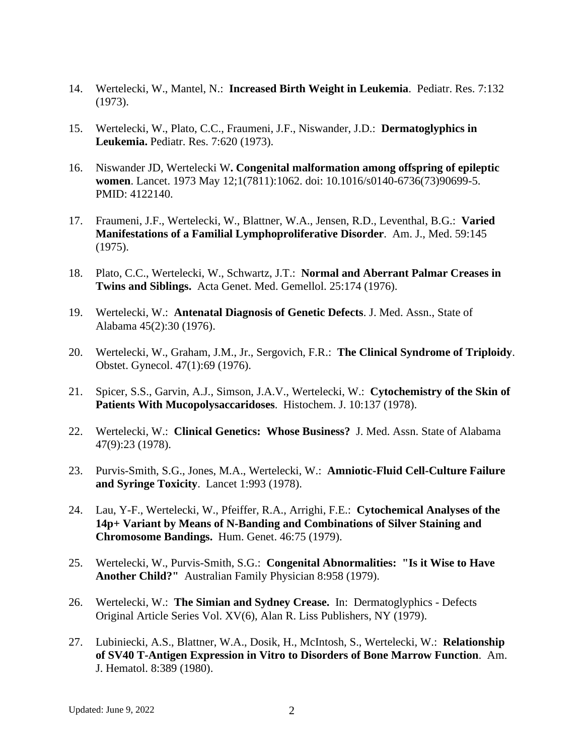14. Wertelecki, W., Mantel, N.: **Increased Birth Weight in Leukemia**. Pediatr. Res. 7:132 (1973).

15. Wertelecki, W., Plato, C.C., Fraumeni, J.F., Niswander, J.D.: **Dermatoglyphics in Leukemia.** Pediatr. Res. 7:620 (1973).

16. Niswander JD, Wertelecki W**. Congenital malformation among offspring of epileptic women**. Lancet. 1973 May 12;1(7811):1062. doi: 10.1016/s0140-6736(73)90699-5. PMID: 4122140.

17. Fraumeni, J.F., Wertelecki, W., Blattner, W.A., Jensen, R.D., Leventhal, B.G.: **Varied Manifestations of a Familial Lymphoproliferative Disorder**. Am. J., Med. 59:145 (1975).

18. Plato, C.C., Wertelecki, W., Schwartz, J.T.: **Normal and Aberrant Palmar Creases in Twins and Siblings.** Acta Genet. Med. Gemellol. 25:174 (1976).

19. Wertelecki, W.: **Antenatal Diagnosis of Genetic Defects**. J. Med. Assn., State of Alabama 45(2):30 (1976).

20. Wertelecki, W., Graham, J.M., Jr., Sergovich, F.R.: **The Clinical Syndrome of Triploidy**. Obstet. Gynecol. 47(1):69 (1976).

21. Spicer, S.S., Garvin, A.J., Simson, J.A.V., Wertelecki, W.: **Cytochemistry of the Skin of Patients With Mucopolysaccaridoses**. Histochem. J. 10:137 (1978).

22. Wertelecki, W.: **Clinical Genetics: Whose Business?** J. Med. Assn. State of Alabama 47(9):23 (1978).

23. Purvis-Smith, S.G., Jones, M.A., Wertelecki, W.: **Amniotic-Fluid Cell-Culture Failure and Syringe Toxicity**. Lancet 1:993 (1978).

24. Lau, Y-F., Wertelecki, W., Pfeiffer, R.A., Arrighi, F.E.: **Cytochemical Analyses of the 14p+ Variant by Means of N-Banding and Combinations of Silver Staining and Chromosome Bandings.** Hum. Genet. 46:75 (1979).

25. Wertelecki, W., Purvis-Smith, S.G.: **Congenital Abnormalities: "Is it Wise to Have Another Child?"** Australian Family Physician 8:958 (1979).

26. Wertelecki, W.: **The Simian and Sydney Crease.** In: Dermatoglyphics - Defects Original Article Series Vol. XV(6), Alan R. Liss Publishers, NY (1979).

27. Lubiniecki, A.S., Blattner, W.A., Dosik, H., McIntosh, S., Wertelecki, W.: **Relationship of SV40 T-Antigen Expression in Vitro to Disorders of Bone Marrow Function**. Am. J. Hematol. 8:389 (1980).

Updated: June 9, 2022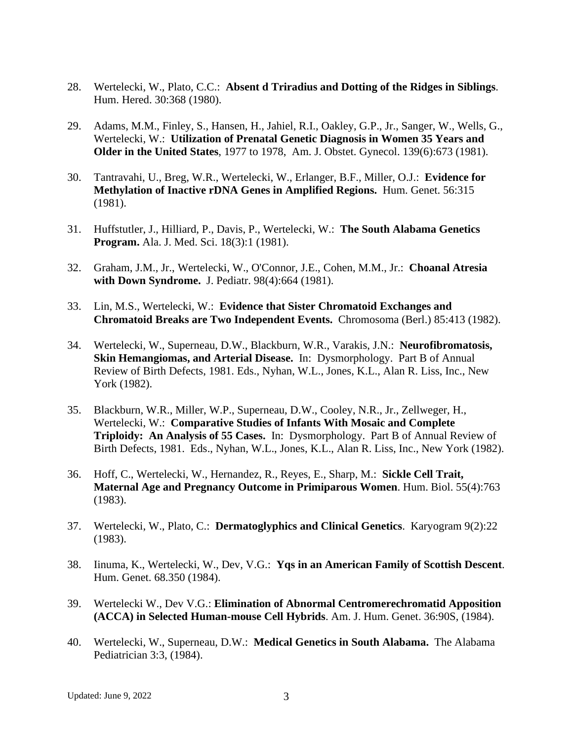28. Wertelecki, W., Plato, C.C.: **Absent d Triradius and Dotting of the Ridges in Siblings**. Hum. Hered. 30:368 (1980).

29. Adams, M.M., Finley, S., Hansen, H., Jahiel, R.I., Oakley, G.P., Jr., Sanger, W., Wells, G., Wertelecki, W.: **Utilization of Prenatal Genetic Diagnosis in Women 35 Years and Older in the United States**, 1977 to 1978, Am. J. Obstet. Gynecol. 139(6):673 (1981).

30. Tantravahi, U., Breg, W.R., Wertelecki, W., Erlanger, B.F., Miller, O.J.: **Evidence for Methylation of Inactive rDNA Genes in Amplified Regions.** Hum. Genet. 56:315 (1981).

31. Huffstutler, J., Hilliard, P., Davis, P., Wertelecki, W.: **The South Alabama Genetics Program.** Ala. J. Med. Sci. 18(3):1 (1981).

32. Graham, J.M., Jr., Wertelecki, W., O'Connor, J.E., Cohen, M.M., Jr.: **Choanal Atresia with Down Syndrome.** J. Pediatr. 98(4):664 (1981).

33. Lin, M.S., Wertelecki, W.: **Evidence that Sister Chromatoid Exchanges and Chromatoid Breaks are Two Independent Events.** Chromosoma (Berl.) 85:413 (1982).

34. Wertelecki, W., Superneau, D.W., Blackburn, W.R., Varakis, J.N.: **Neurofibromatosis, Skin Hemangiomas, and Arterial Disease.** In: Dysmorphology. Part B of Annual Review of Birth Defects, 1981. Eds., Nyhan, W.L., Jones, K.L., Alan R. Liss, Inc., New York (1982).

35. Blackburn, W.R., Miller, W.P., Superneau, D.W., Cooley, N.R., Jr., Zellweger, H., Wertelecki, W.: **Comparative Studies of Infants With Mosaic and Complete Triploidy: An Analysis of 55 Cases.** In: Dysmorphology. Part B of Annual Review of Birth Defects, 1981. Eds., Nyhan, W.L., Jones, K.L., Alan R. Liss, Inc., New York (1982).

36. Hoff, C., Wertelecki, W., Hernandez, R., Reyes, E., Sharp, M.: **Sickle Cell Trait, Maternal Age and Pregnancy Outcome in Primiparous Women**. Hum. Biol. 55(4):763 (1983).

37. Wertelecki, W., Plato, C.: **Dermatoglyphics and Clinical Genetics**. Karyogram 9(2):22 (1983).

38. Iinuma, K., Wertelecki, W., Dev, V.G.: **Yqs in an American Family of Scottish Descent**. Hum. Genet. 68.350 (1984).

39. Wertelecki W., Dev V.G.: **Elimination of Abnormal Centromerechromatid Apposition (ACCA) in Selected Human-mouse Cell Hybrids**. Am. J. Hum. Genet. 36:90S, (1984).

40. Wertelecki, W., Superneau, D.W.: **Medical Genetics in South Alabama.** The Alabama Pediatrician 3:3, (1984).

Updated: June 9, 2022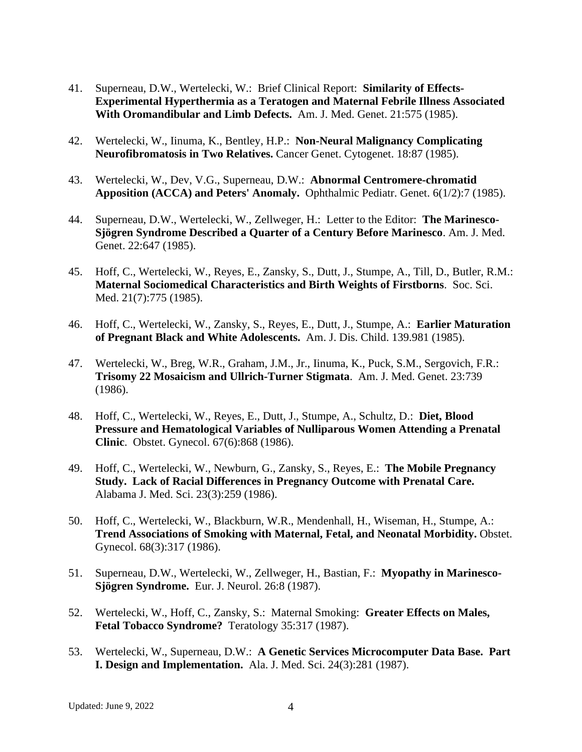41. Superneau, D.W., Wertelecki, W.: Brief Clinical Report: **Similarity of Effects- Experimental Hyperthermia as a Teratogen and Maternal Febrile Illness Associated With Oromandibular and Limb Defects.** Am. J. Med. Genet. 21:575 (1985).

42. Wertelecki, W., Iinuma, K., Bentley, H.P.: **Non-Neural Malignancy Complicating Neurofibromatosis in Two Relatives.** Cancer Genet. Cytogenet. 18:87 (1985).

43. Wertelecki, W., Dev, V.G., Superneau, D.W.: **Abnormal Centromere-chromatid Apposition (ACCA) and Peters' Anomaly.** Ophthalmic Pediatr. Genet. 6(1/2):7 (1985).

44. Superneau, D.W., Wertelecki, W., Zellweger, H.: Letter to the Editor: **The Marinesco-Sjögren Syndrome Described a Quarter of a Century Before Marinesco**. Am. J. Med. Genet. 22:647 (1985).

45. Hoff, C., Wertelecki, W., Reyes, E., Zansky, S., Dutt, J., Stumpe, A., Till, D., Butler, R.M.: **Maternal Sociomedical Characteristics and Birth Weights of Firstborns**. Soc. Sci. Med. 21(7):775 (1985).

46. Hoff, C., Wertelecki, W., Zansky, S., Reyes, E., Dutt, J., Stumpe, A.: **Earlier Maturation of Pregnant Black and White Adolescents.** Am. J. Dis. Child. 139.981 (1985).

47. Wertelecki, W., Breg, W.R., Graham, J.M., Jr., Iinuma, K., Puck, S.M., Sergovich, F.R.: **Trisomy 22 Mosaicism and Ullrich-Turner Stigmata**. Am. J. Med. Genet. 23:739 (1986).

48. Hoff, C., Wertelecki, W., Reyes, E., Dutt, J., Stumpe, A., Schultz, D.: **Diet, Blood Pressure and Hematological Variables of Nulliparous Women Attending a Prenatal Clinic**. Obstet. Gynecol. 67(6):868 (1986).

49. Hoff, C., Wertelecki, W., Newburn, G., Zansky, S., Reyes, E.: **The Mobile Pregnancy Study. Lack of Racial Differences in Pregnancy Outcome with Prenatal Care.** Alabama J. Med. Sci. 23(3):259 (1986).

50. Hoff, C., Wertelecki, W., Blackburn, W.R., Mendenhall, H., Wiseman, H., Stumpe, A.: **Trend Associations of Smoking with Maternal, Fetal, and Neonatal Morbidity.** Obstet. Gynecol. 68(3):317 (1986).

51. Superneau, D.W., Wertelecki, W., Zellweger, H., Bastian, F.: **Myopathy in Marinesco-Sjögren Syndrome.** Eur. J. Neurol. 26:8 (1987).

52. Wertelecki, W., Hoff, C., Zansky, S.: Maternal Smoking: **Greater Effects on Males, Fetal Tobacco Syndrome?** Teratology 35:317 (1987).

53. Wertelecki, W., Superneau, D.W.: **A Genetic Services Microcomputer Data Base. Part I. Design and Implementation.** Ala. J. Med. Sci. 24(3):281 (1987).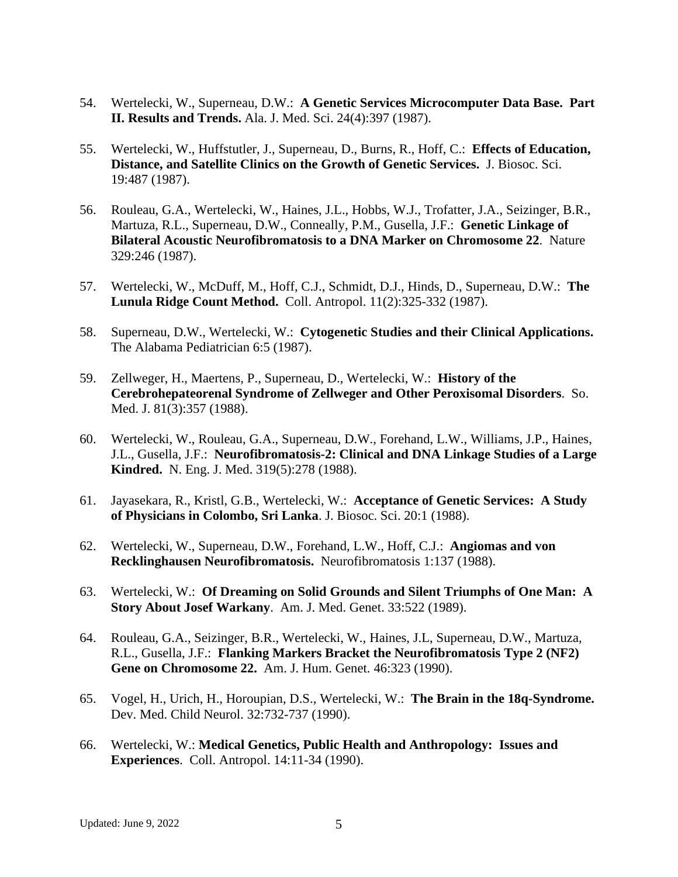54. Wertelecki, W., Superneau, D.W.: **A Genetic Services Microcomputer Data Base. Part II. Results and Trends.** Ala. J. Med. Sci. 24(4):397 (1987).

55. Wertelecki, W., Huffstutler, J., Superneau, D., Burns, R., Hoff, C.: **Effects of Education, Distance, and Satellite Clinics on the Growth of Genetic Services.** J. Biosoc. Sci. 19:487 (1987).

56. Rouleau, G.A., Wertelecki, W., Haines, J.L., Hobbs, W.J., Trofatter, J.A., Seizinger, B.R., Martuza, R.L., Superneau, D.W., Conneally, P.M., Gusella, J.F.: **Genetic Linkage of Bilateral Acoustic Neurofibromatosis to a DNA Marker on Chromosome 22**. Nature 329:246 (1987).

57. Wertelecki, W., McDuff, M., Hoff, C.J., Schmidt, D.J., Hinds, D., Superneau, D.W.: **The Lunula Ridge Count Method.** Coll. Antropol. 11(2):325-332 (1987).

58. Superneau, D.W., Wertelecki, W.: **Cytogenetic Studies and their Clinical Applications.** The Alabama Pediatrician 6:5 (1987).

59. Zellweger, H., Maertens, P., Superneau, D., Wertelecki, W.: **History of the Cerebrohepateorenal Syndrome of Zellweger and Other Peroxisomal Disorders**. So. Med. J. 81(3):357 (1988).

60. Wertelecki, W., Rouleau, G.A., Superneau, D.W., Forehand, L.W., Williams, J.P., Haines, J.L., Gusella, J.F.: **Neurofibromatosis-2: Clinical and DNA Linkage Studies of a Large Kindred.** N. Eng. J. Med. 319(5):278 (1988).

61. Jayasekara, R., Kristl, G.B., Wertelecki, W.: **Acceptance of Genetic Services: A Study of Physicians in Colombo, Sri Lanka**. J. Biosoc. Sci. 20:1 (1988).

62. Wertelecki, W., Superneau, D.W., Forehand, L.W., Hoff, C.J.: **Angiomas and von Recklinghausen Neurofibromatosis.** Neurofibromatosis 1:137 (1988).

63. Wertelecki, W.: **Of Dreaming on Solid Grounds and Silent Triumphs of One Man: A Story About Josef Warkany**. Am. J. Med. Genet. 33:522 (1989).

64. Rouleau, G.A., Seizinger, B.R., Wertelecki, W., Haines, J.L, Superneau, D.W., Martuza, R.L., Gusella, J.F.: **Flanking Markers Bracket the Neurofibromatosis Type 2 (NF2) Gene on Chromosome 22.** Am. J. Hum. Genet. 46:323 (1990).

65. Vogel, H., Urich, H., Horoupian, D.S., Wertelecki, W.: **The Brain in the 18q-Syndrome.** Dev. Med. Child Neurol. 32:732-737 (1990).

66. Wertelecki, W.: **Medical Genetics, Public Health and Anthropology: Issues and Experiences**. Coll. Antropol. 14:11-34 (1990).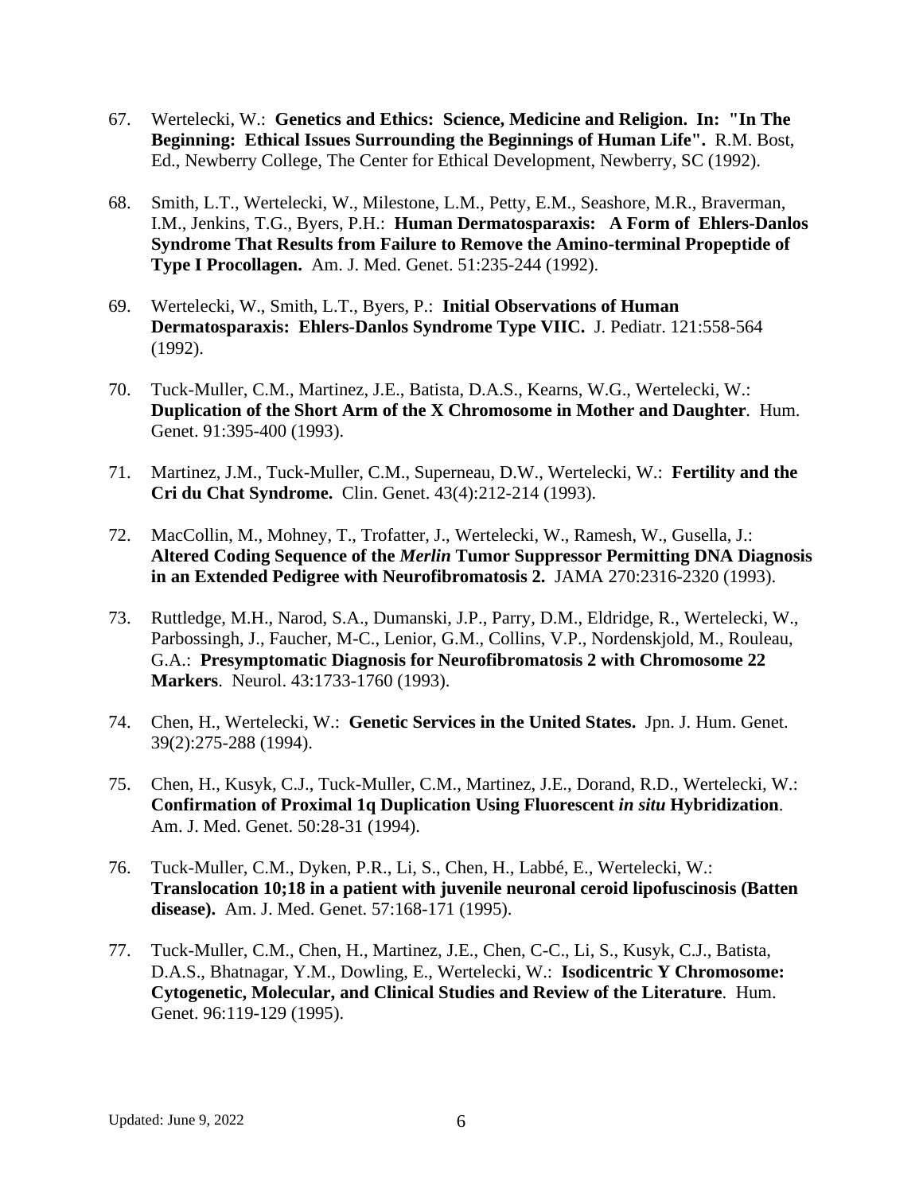67. Wertelecki, W.: **Genetics and Ethics: Science, Medicine and Religion. In: "In The Beginning: Ethical Issues Surrounding the Beginnings of Human Life".** R.M. Bost, Ed., Newberry College, The Center for Ethical Development, Newberry, SC (1992).

68. Smith, L.T., Wertelecki, W., Milestone, L.M., Petty, E.M., Seashore, M.R., Braverman, I.M., Jenkins, T.G., Byers, P.H.: **Human Dermatosparaxis: A Form of Ehlers-Danlos Syndrome That Results from Failure to Remove the Amino-terminal Propeptide of Type I Procollagen.** Am. J. Med. Genet. 51:235-244 (1992).

69. Wertelecki, W., Smith, L.T., Byers, P.: **Initial Observations of Human Dermatosparaxis: Ehlers-Danlos Syndrome Type VIIC.** J. Pediatr. 121:558-564 (1992).

70. Tuck-Muller, C.M., Martinez, J.E., Batista, D.A.S., Kearns, W.G., Wertelecki, W.: **Duplication of the Short Arm of the X Chromosome in Mother and Daughter**. Hum. Genet. 91:395-400 (1993).

71. Martinez, J.M., Tuck-Muller, C.M., Superneau, D.W., Wertelecki, W.: **Fertility and the Cri du Chat Syndrome.** Clin. Genet. 43(4):212-214 (1993).

72. MacCollin, M., Mohney, T., Trofatter, J., Wertelecki, W., Ramesh, W., Gusella, J.: **Altered Coding Sequence of the *Merlin* Tumor Suppressor Permitting DNA Diagnosis in an Extended Pedigree with Neurofibromatosis 2.** JAMA 270:2316-2320 (1993).

73. Ruttledge, M.H., Narod, S.A., Dumanski, J.P., Parry, D.M., Eldridge, R., Wertelecki, W., Parbossingh, J., Faucher, M-C., Lenior, G.M., Collins, V.P., Nordenskjold, M., Rouleau, G.A.: **Presymptomatic Diagnosis for Neurofibromatosis 2 with Chromosome 22 Markers**. Neurol. 43:1733-1760 (1993).

74. Chen, H., Wertelecki, W.: **Genetic Services in the United States.** Jpn. J. Hum. Genet. 39(2):275-288 (1994).

75. Chen, H., Kusyk, C.J., Tuck-Muller, C.M., Martinez, J.E., Dorand, R.D., Wertelecki, W.: **Confirmation of Proximal 1q Duplication Using Fluorescent *in situ* Hybridization**. Am. J. Med. Genet. 50:28-31 (1994).

76. Tuck-Muller, C.M., Dyken, P.R., Li, S., Chen, H., Labbé, E., Wertelecki, W.: **Translocation 10;18 in a patient with juvenile neuronal ceroid lipofuscinosis (Batten disease).** Am. J. Med. Genet. 57:168-171 (1995).

77. Tuck-Muller, C.M., Chen, H., Martinez, J.E., Chen, C-C., Li, S., Kusyk, C.J., Batista, D.A.S., Bhatnagar, Y.M., Dowling, E., Wertelecki, W.: **Isodicentric Y Chromosome: Cytogenetic, Molecular, and Clinical Studies and Review of the Literature**. Hum. Genet. 96:119-129 (1995).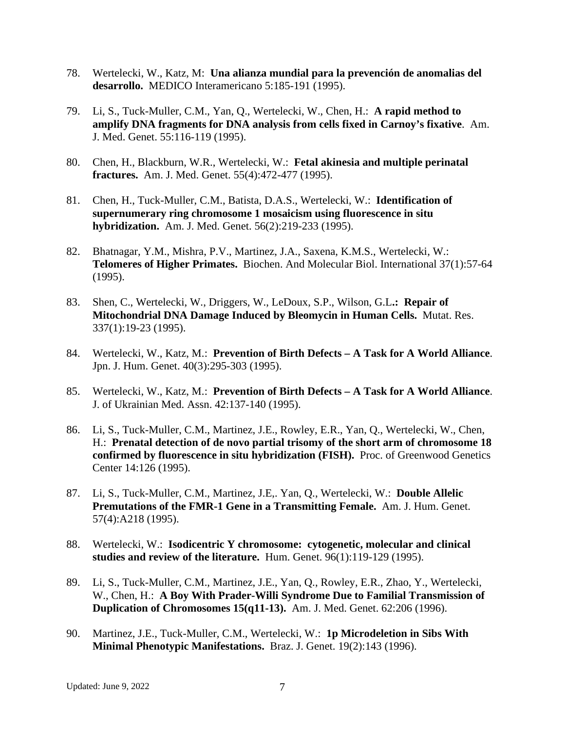78. Wertelecki, W., Katz, M: **Una alianza mundial para la prevención de anomalias del desarrollo.** MEDICO Interamericano 5:185-191 (1995).

79. Li, S., Tuck-Muller, C.M., Yan, Q., Wertelecki, W., Chen, H.: **A rapid method to amplify DNA fragments for DNA analysis from cells fixed in Carnoy's fixative**. Am. J. Med. Genet. 55:116-119 (1995).

80. Chen, H., Blackburn, W.R., Wertelecki, W.: **Fetal akinesia and multiple perinatal fractures.** Am. J. Med. Genet. 55(4):472-477 (1995).

81. Chen, H., Tuck-Muller, C.M., Batista, D.A.S., Wertelecki, W.: **Identification of supernumerary ring chromosome 1 mosaicism using fluorescence in situ hybridization.** Am. J. Med. Genet. 56(2):219-233 (1995).

82. Bhatnagar, Y.M., Mishra, P.V., Martinez, J.A., Saxena, K.M.S., Wertelecki, W.: **Telomeres of Higher Primates.** Biochen. And Molecular Biol. International 37(1):57-64 (1995).

83. Shen, C., Wertelecki, W., Driggers, W., LeDoux, S.P., Wilson, G.L**.: Repair of Mitochondrial DNA Damage Induced by Bleomycin in Human Cells.** Mutat. Res. 337(1):19-23 (1995).

84. Wertelecki, W., Katz, M.: **Prevention of Birth Defects – A Task for A World Alliance**. Jpn. J. Hum. Genet. 40(3):295-303 (1995).

85. Wertelecki, W., Katz, M.: **Prevention of Birth Defects – A Task for A World Alliance**. J. of Ukrainian Med. Assn. 42:137-140 (1995).

86. Li, S., Tuck-Muller, C.M., Martinez, J.E., Rowley, E.R., Yan, Q., Wertelecki, W., Chen, H.: **Prenatal detection of de novo partial trisomy of the short arm of chromosome 18 confirmed by fluorescence in situ hybridization (FISH).** Proc. of Greenwood Genetics Center 14:126 (1995).

87. Li, S., Tuck-Muller, C.M., Martinez, J.E,. Yan, Q., Wertelecki, W.: **Double Allelic Premutations of the FMR-1 Gene in a Transmitting Female.** Am. J. Hum. Genet. 57(4):A218 (1995).

88. Wertelecki, W.: **Isodicentric Y chromosome: cytogenetic, molecular and clinical studies and review of the literature.** Hum. Genet. 96(1):119-129 (1995).

89. Li, S., Tuck-Muller, C.M., Martinez, J.E., Yan, Q., Rowley, E.R., Zhao, Y., Wertelecki, W., Chen, H.: **A Boy With Prader-Willi Syndrome Due to Familial Transmission of Duplication of Chromosomes 15(q11-13).** Am. J. Med. Genet. 62:206 (1996).

90. Martinez, J.E., Tuck-Muller, C.M., Wertelecki, W.: **1p Microdeletion in Sibs With Minimal Phenotypic Manifestations.** Braz. J. Genet. 19(2):143 (1996).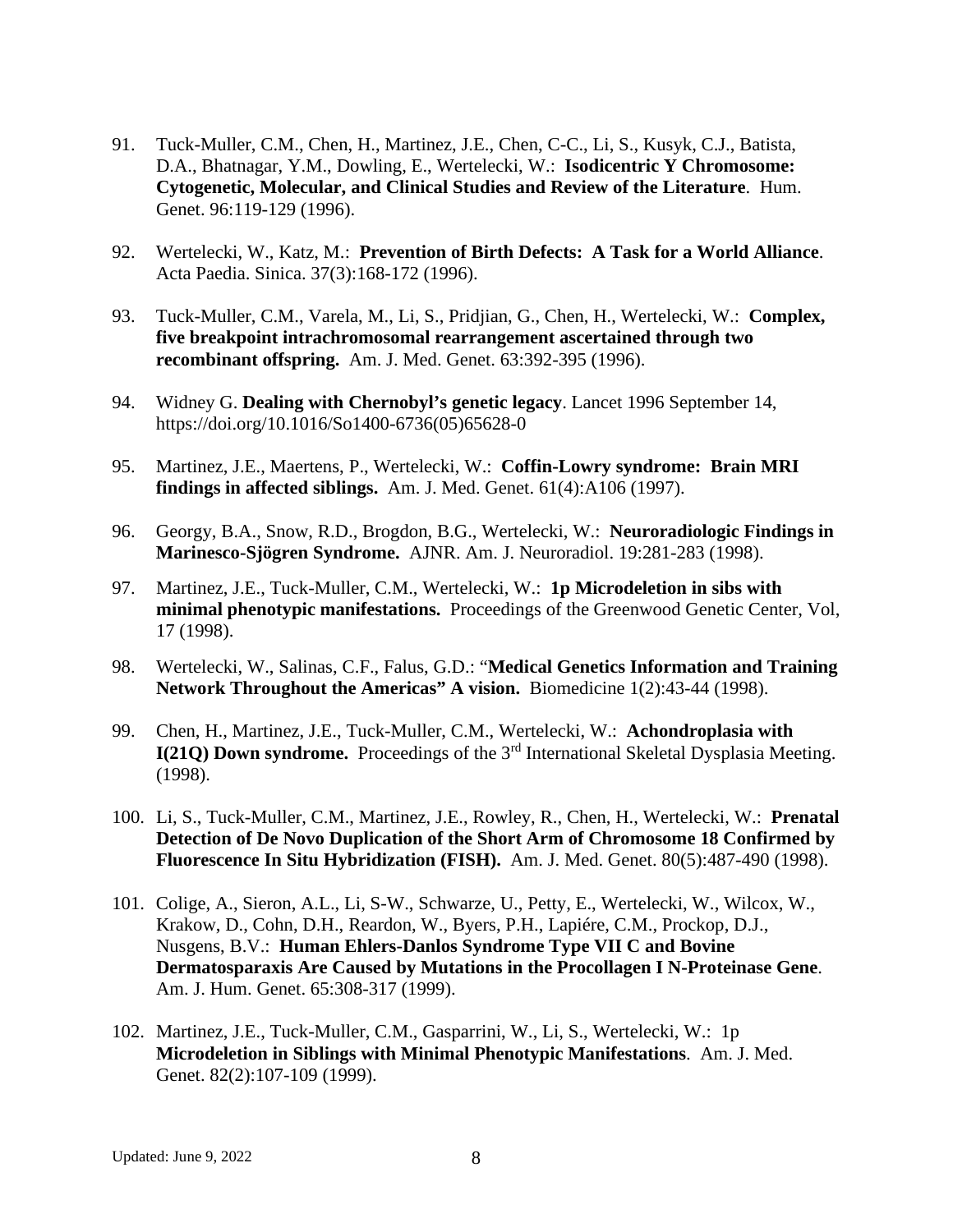91. Tuck-Muller, C.M., Chen, H., Martinez, J.E., Chen, C-C., Li, S., Kusyk, C.J., Batista, D.A., Bhatnagar, Y.M., Dowling, E., Wertelecki, W.: **Isodicentric Y Chromosome: Cytogenetic, Molecular, and Clinical Studies and Review of the Literature**. Hum. Genet. 96:119-129 (1996).

92. Wertelecki, W., Katz, M.: **Prevention of Birth Defects: A Task for a World Alliance**. Acta Paedia. Sinica. 37(3):168-172 (1996).

93. Tuck-Muller, C.M., Varela, M., Li, S., Pridjian, G., Chen, H., Wertelecki, W.: **Complex, five breakpoint intrachromosomal rearrangement ascertained through two recombinant offspring.** Am. J. Med. Genet. 63:392-395 (1996).

94. Widney G. **Dealing with Chernobyl's genetic legacy**. Lancet 1996 September 14, https://doi.org/10.1016/So1400-6736(05)65628-0

95. Martinez, J.E., Maertens, P., Wertelecki, W.: **Coffin-Lowry syndrome: Brain MRI findings in affected siblings.** Am. J. Med. Genet. 61(4):A106 (1997).

96. Georgy, B.A., Snow, R.D., Brogdon, B.G., Wertelecki, W.: **Neuroradiologic Findings in Marinesco-Sjögren Syndrome.** AJNR. Am. J. Neuroradiol. 19:281-283 (1998).

97. Martinez, J.E., Tuck-Muller, C.M., Wertelecki, W.: **1p Microdeletion in sibs with minimal phenotypic manifestations.** Proceedings of the Greenwood Genetic Center, Vol, 17 (1998).

98. Wertelecki, W., Salinas, C.F., Falus, G.D.: "**Medical Genetics Information and Training Network Throughout the Americas" A vision.** Biomedicine 1(2):43-44 (1998).

99. Chen, H., Martinez, J.E., Tuck-Muller, C.M., Wertelecki, W.: **Achondroplasia with I(21Q) Down syndrome.** Proceedings of the 3rd International Skeletal Dysplasia Meeting. (1998).

100. Li, S., Tuck-Muller, C.M., Martinez, J.E., Rowley, R., Chen, H., Wertelecki, W.: **Prenatal Detection of De Novo Duplication of the Short Arm of Chromosome 18 Confirmed by Fluorescence In Situ Hybridization (FISH).** Am. J. Med. Genet. 80(5):487-490 (1998).

101. Colige, A., Sieron, A.L., Li, S-W., Schwarze, U., Petty, E., Wertelecki, W., Wilcox, W., Krakow, D., Cohn, D.H., Reardon, W., Byers, P.H., Lapiére, C.M., Prockop, D.J., Nusgens, B.V.: **Human Ehlers-Danlos Syndrome Type VII C and Bovine Dermatosparaxis Are Caused by Mutations in the Procollagen I N-Proteinase Gene**. Am. J. Hum. Genet. 65:308-317 (1999).

102. Martinez, J.E., Tuck-Muller, C.M., Gasparrini, W., Li, S., Wertelecki, W.: 1p **Microdeletion in Siblings with Minimal Phenotypic Manifestations**. Am. J. Med. Genet. 82(2):107-109 (1999).

Updated: June 9, 2022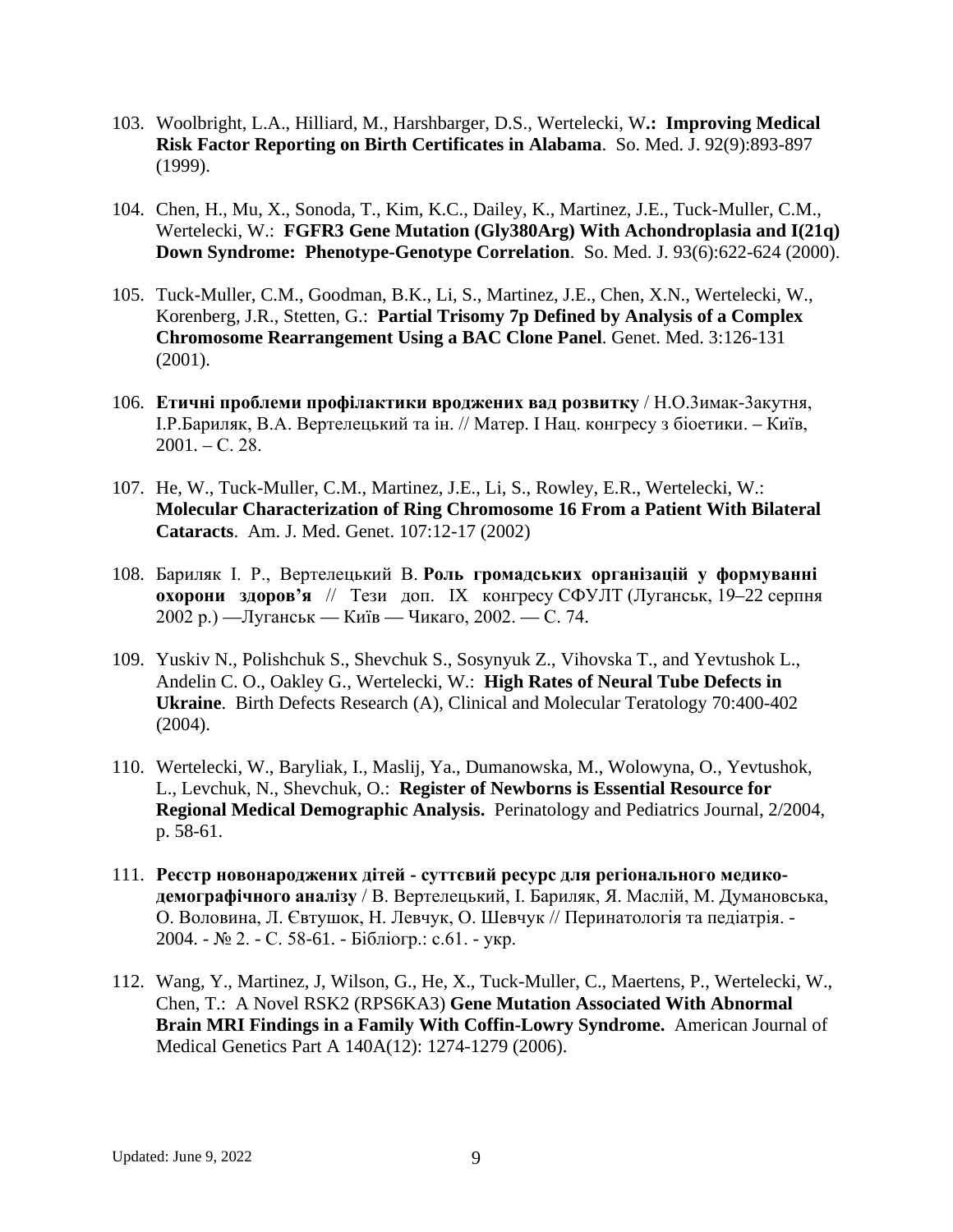103. Woolbright, L.A., Hilliard, M., Harshbarger, D.S., Wertelecki, W**.: Improving Medical Risk Factor Reporting on Birth Certificates in Alabama**. So. Med. J. 92(9):893-897 (1999).

104. Chen, H., Mu, X., Sonoda, T., Kim, K.C., Dailey, K., Martinez, J.E., Tuck-Muller, C.M., Wertelecki, W.: **FGFR3 Gene Mutation (Gly380Arg) With Achondroplasia and I(21q) Down Syndrome: Phenotype-Genotype Correlation**. So. Med. J. 93(6):622-624 (2000).

105. Tuck-Muller, C.M., Goodman, B.K., Li, S., Martinez, J.E., Chen, X.N., Wertelecki, W., Korenberg, J.R., Stetten, G.: **Partial Trisomy 7p Defined by Analysis of a Complex Chromosome Rearrangement Using a BAC Clone Panel**. Genet. Med. 3:126-131 (2001).

106. **Етичні проблеми профілактики вроджених вад розвитку** / Н.О.Зимак-Закутня, І.Р.Бариляк, В.А. Вертелецький та ін. // Матер. І Нац. конгресу з біоетики. – Київ, 2001. – С. 28.

107. He, W., Tuck-Muller, C.M., Martinez, J.E., Li, S., Rowley, E.R., Wertelecki, W.: **Molecular Characterization of Ring Chromosome 16 From a Patient With Bilateral Cataracts**. Am. J. Med. Genet. 107:12-17 (2002)

108. Бариляк І. Р., Вертелецький В. **Роль громадських організацій у формуванні охорони здоров'я** // Тези доп. IX конгресу СФУЛТ (Луганськ, 19–22 серпня 2002 р.) —Луганськ — Київ — Чикаго, 2002. — С. 74.

109. Yuskiv N., Polishchuk S., Shevchuk S., Sosynyuk Z., Vihovska T., and Yevtushok L., Andelin C. O., Oakley G., Wertelecki, W.: **High Rates of Neural Tube Defects in Ukraine**. Birth Defects Research (A), Clinical and Molecular Teratology 70:400-402 (2004).

110. Wertelecki, W., Baryliak, I., Maslij, Ya., Dumanowska, M., Wolowyna, O., Yevtushok, L., Levchuk, N., Shevchuk, O.: **Register of Newborns is Essential Resource for Regional Medical Demographic Analysis.** Perinatology and Pediatrics Journal, 2/2004, p. 58-61.

111. **Реєстр новонароджених дітей - суттєвий ресурс для регіонального медико-демографічного аналізу** / В. Вертелецький, І. Бариляк, Я. Маслій, М. Думановська, О. Воловина, Л. Євтушок, Н. Левчук, О. Шевчук // Перинатологія та педіатрія. - 2004. - № 2. - С. 58-61. - Бібліогр.: с.61. - укр.

112. Wang, Y., Martinez, J, Wilson, G., He, X., Tuck-Muller, C., Maertens, P., Wertelecki, W., Chen, T.: A Novel RSK2 (RPS6KA3) **Gene Mutation Associated With Abnormal Brain MRI Findings in a Family With Coffin-Lowry Syndrome.** American Journal of Medical Genetics Part A 140A(12): 1274-1279 (2006).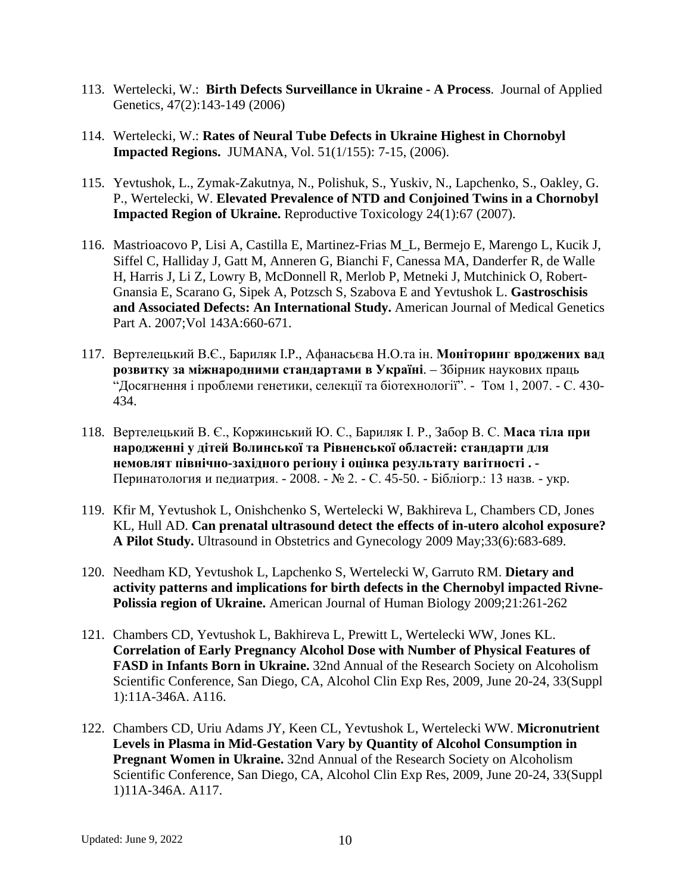113. Wertelecki, W.: **Birth Defects Surveillance in Ukraine - A Process**. Journal of Applied Genetics, 47(2):143-149 (2006)

114. Wertelecki, W.: **Rates of Neural Tube Defects in Ukraine Highest in Chornobyl Impacted Regions.** JUMANA, Vol. 51(1/155): 7-15, (2006).

115. Yevtushok, L., Zymak-Zakutnya, N., Polishuk, S., Yuskiv, N., Lapchenko, S., Oakley, G. P., Wertelecki, W. **Elevated Prevalence of NTD and Conjoined Twins in a Chornobyl Impacted Region of Ukraine.** Reproductive Toxicology 24(1):67 (2007).

116. Mastrioacovo P, Lisi A, Castilla E, Martinez-Frias M_L, Bermejo E, Marengo L, Kucik J, Siffel C, Halliday J, Gatt M, Anneren G, Bianchi F, Canessa MA, Danderfer R, de Walle H, Harris J, Li Z, Lowry B, McDonnell R, Merlob P, Metneki J, Mutchinick O, Robert-Gnansia E, Scarano G, Sipek A, Potzsch S, Szabova E and Yevtushok L. **Gastroschisis and Associated Defects: An International Study.** American Journal of Medical Genetics Part A. 2007;Vol 143A:660-671.

117. Вертелецький В.Є., Бариляк І.Р., Афанасьєва Н.О.та ін. **Моніторинг вроджених вад розвитку за міжнародними стандартами в Україні**. – Збірник наукових праць "Досягнення і проблеми генетики, селекції та біотехнології". - Том 1, 2007. - С. 430-434.

118. Вертелецький В. Є., Коржинський Ю. С., Бариляк І. Р., Забор В. С. **Маса тіла при народженні у дітей Волинської та Рівненської областей: стандарти для немовлят північно-західного регіону і оцінка результату вагітності . -** Перинатология и педиатрия. - 2008. - № 2. - С. 45-50. - Бібліогр.: 13 назв. - укр.

119. Kfir M, Yevtushok L, Onishchenko S, Wertelecki W, Bakhireva L, Chambers CD, Jones KL, Hull AD. **Can prenatal ultrasound detect the effects of in-utero alcohol exposure? A Pilot Study.** Ultrasound in Obstetrics and Gynecology 2009 May;33(6):683-689.

120. Needham KD, Yevtushok L, Lapchenko S, Wertelecki W, Garruto RM. **Dietary and activity patterns and implications for birth defects in the Chernobyl impacted Rivne-Polissia region of Ukraine.** American Journal of Human Biology 2009;21:261-262

121. Chambers CD, Yevtushok L, Bakhireva L, Prewitt L, Wertelecki WW, Jones KL. **Correlation of Early Pregnancy Alcohol Dose with Number of Physical Features of FASD in Infants Born in Ukraine.** 32nd Annual of the Research Society on Alcoholism Scientific Conference, San Diego, CA, Alcohol Clin Exp Res, 2009, June 20-24, 33(Suppl 1):11A-346A. A116.

122. Chambers CD, Uriu Adams JY, Keen CL, Yevtushok L, Wertelecki WW. **Micronutrient Levels in Plasma in Mid-Gestation Vary by Quantity of Alcohol Consumption in Pregnant Women in Ukraine.** 32nd Annual of the Research Society on Alcoholism Scientific Conference, San Diego, CA, Alcohol Clin Exp Res, 2009, June 20-24, 33(Suppl 1)11A-346A. A117.

Updated: June 9, 2022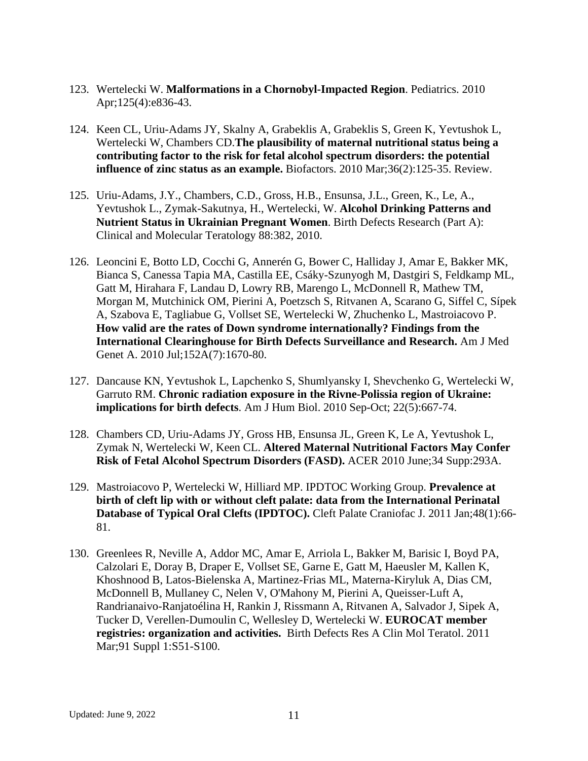123. Wertelecki W. **Malformations in a Chornobyl-Impacted Region**. Pediatrics. 2010 Apr;125(4):e836-43.

124. Keen CL, Uriu-Adams JY, Skalny A, Grabeklis A, Grabeklis S, Green K, Yevtushok L, Wertelecki W, Chambers CD.**The plausibility of maternal nutritional status being a contributing factor to the risk for fetal alcohol spectrum disorders: the potential influence of zinc status as an example.** Biofactors. 2010 Mar;36(2):125-35. Review.

125. Uriu-Adams, J.Y., Chambers, C.D., Gross, H.B., Ensunsa, J.L., Green, K., Le, A., Yevtushok L., Zymak-Sakutnya, H., Wertelecki, W. **Alcohol Drinking Patterns and Nutrient Status in Ukrainian Pregnant Women**. Birth Defects Research (Part A): Clinical and Molecular Teratology 88:382, 2010.

126. Leoncini E, Botto LD, Cocchi G, Annerén G, Bower C, Halliday J, Amar E, Bakker MK, Bianca S, Canessa Tapia MA, Castilla EE, Csáky-Szunyogh M, Dastgiri S, Feldkamp ML, Gatt M, Hirahara F, Landau D, Lowry RB, Marengo L, McDonnell R, Mathew TM, Morgan M, Mutchinick OM, Pierini A, Poetzsch S, Ritvanen A, Scarano G, Siffel C, Sípek A, Szabova E, Tagliabue G, Vollset SE, Wertelecki W, Zhuchenko L, Mastroiacovo P. **How valid are the rates of Down syndrome internationally? Findings from the International Clearinghouse for Birth Defects Surveillance and Research.** Am J Med Genet A. 2010 Jul;152A(7):1670-80.

127. Dancause KN, Yevtushok L, Lapchenko S, Shumlyansky I, Shevchenko G, Wertelecki W, Garruto RM. **Chronic radiation exposure in the Rivne-Polissia region of Ukraine: implications for birth defects**. Am J Hum Biol. 2010 Sep-Oct; 22(5):667-74.

128. Chambers CD, Uriu-Adams JY, Gross HB, Ensunsa JL, Green K, Le A, Yevtushok L, Zymak N, Wertelecki W, Keen CL. **Altered Maternal Nutritional Factors May Confer Risk of Fetal Alcohol Spectrum Disorders (FASD).** ACER 2010 June;34 Supp:293A.

129. Mastroiacovo P, Wertelecki W, Hilliard MP. IPDTOC Working Group. **Prevalence at birth of cleft lip with or without cleft palate: data from the International Perinatal Database of Typical Oral Clefts (IPDTOC).** Cleft Palate Craniofac J. 2011 Jan;48(1):66-81.

130. Greenlees R, Neville A, Addor MC, Amar E, Arriola L, Bakker M, Barisic I, Boyd PA, Calzolari E, Doray B, Draper E, Vollset SE, Garne E, Gatt M, Haeusler M, Kallen K, Khoshnood B, Latos-Bielenska A, Martinez-Frias ML, Materna-Kiryluk A, Dias CM, McDonnell B, Mullaney C, Nelen V, O'Mahony M, Pierini A, Queisser-Luft A, Randrianaivo-Ranjatoélina H, Rankin J, Rissmann A, Ritvanen A, Salvador J, Sipek A, Tucker D, Verellen-Dumoulin C, Wellesley D, Wertelecki W. **EUROCAT member registries: organization and activities.** Birth Defects Res A Clin Mol Teratol. 2011 Mar;91 Suppl 1:S51-S100.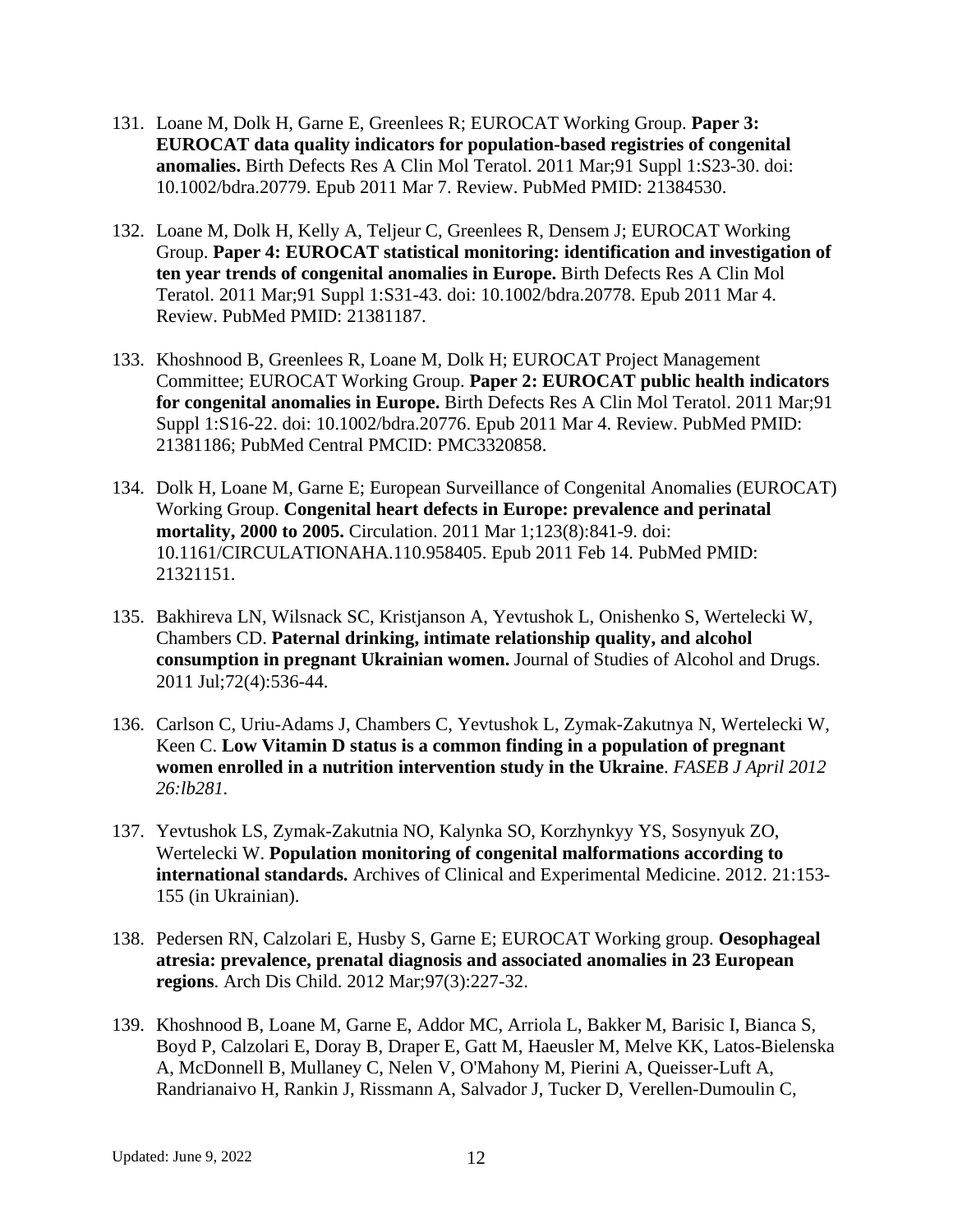131. Loane M, Dolk H, Garne E, Greenlees R; EUROCAT Working Group. **Paper 3: EUROCAT data quality indicators for population-based registries of congenital anomalies.** Birth Defects Res A Clin Mol Teratol. 2011 Mar;91 Suppl 1:S23-30. doi: 10.1002/bdra.20779. Epub 2011 Mar 7. Review. PubMed PMID: 21384530.

132. Loane M, Dolk H, Kelly A, Teljeur C, Greenlees R, Densem J; EUROCAT Working Group. **Paper 4: EUROCAT statistical monitoring: identification and investigation of ten year trends of congenital anomalies in Europe.** Birth Defects Res A Clin Mol Teratol. 2011 Mar;91 Suppl 1:S31-43. doi: 10.1002/bdra.20778. Epub 2011 Mar 4. Review. PubMed PMID: 21381187.

133. Khoshnood B, Greenlees R, Loane M, Dolk H; EUROCAT Project Management Committee; EUROCAT Working Group. **Paper 2: EUROCAT public health indicators for congenital anomalies in Europe.** Birth Defects Res A Clin Mol Teratol. 2011 Mar;91 Suppl 1:S16-22. doi: 10.1002/bdra.20776. Epub 2011 Mar 4. Review. PubMed PMID: 21381186; PubMed Central PMCID: PMC3320858.

134. Dolk H, Loane M, Garne E; European Surveillance of Congenital Anomalies (EUROCAT) Working Group. **Congenital heart defects in Europe: prevalence and perinatal mortality, 2000 to 2005.** Circulation. 2011 Mar 1;123(8):841-9. doi: 10.1161/CIRCULATIONAHA.110.958405. Epub 2011 Feb 14. PubMed PMID: 21321151.

135. Bakhireva LN, Wilsnack SC, Kristjanson A, Yevtushok L, Onishenko S, Wertelecki W, Chambers CD. **Paternal drinking, intimate relationship quality, and alcohol consumption in pregnant Ukrainian women.** Journal of Studies of Alcohol and Drugs. 2011 Jul;72(4):536-44.

136. Carlson C, Uriu-Adams J, Chambers C, Yevtushok L, Zymak-Zakutnya N, Wertelecki W, Keen C. **Low Vitamin D status is a common finding in a population of pregnant women enrolled in a nutrition intervention study in the Ukraine**. *FASEB J April 2012 26:lb281.*

137. Yevtushok LS, Zymak-Zakutnia NO, Kalynka SO, Korzhynkyy YS, Sosynyuk ZO, Wertelecki W. **Population monitoring of congenital malformations according to international standards.** Archives of Clinical and Experimental Medicine. 2012. 21:153-155 (in Ukrainian).

138. Pedersen RN, Calzolari E, Husby S, Garne E; EUROCAT Working group. **Oesophageal atresia: prevalence, prenatal diagnosis and associated anomalies in 23 European regions**. Arch Dis Child. 2012 Mar;97(3):227-32.

139. Khoshnood B, Loane M, Garne E, Addor MC, Arriola L, Bakker M, Barisic I, Bianca S, Boyd P, Calzolari E, Doray B, Draper E, Gatt M, Haeusler M, Melve KK, Latos-Bielenska A, McDonnell B, Mullaney C, Nelen V, O'Mahony M, Pierini A, Queisser-Luft A, Randrianaivo H, Rankin J, Rissmann A, Salvador J, Tucker D, Verellen-Dumoulin C,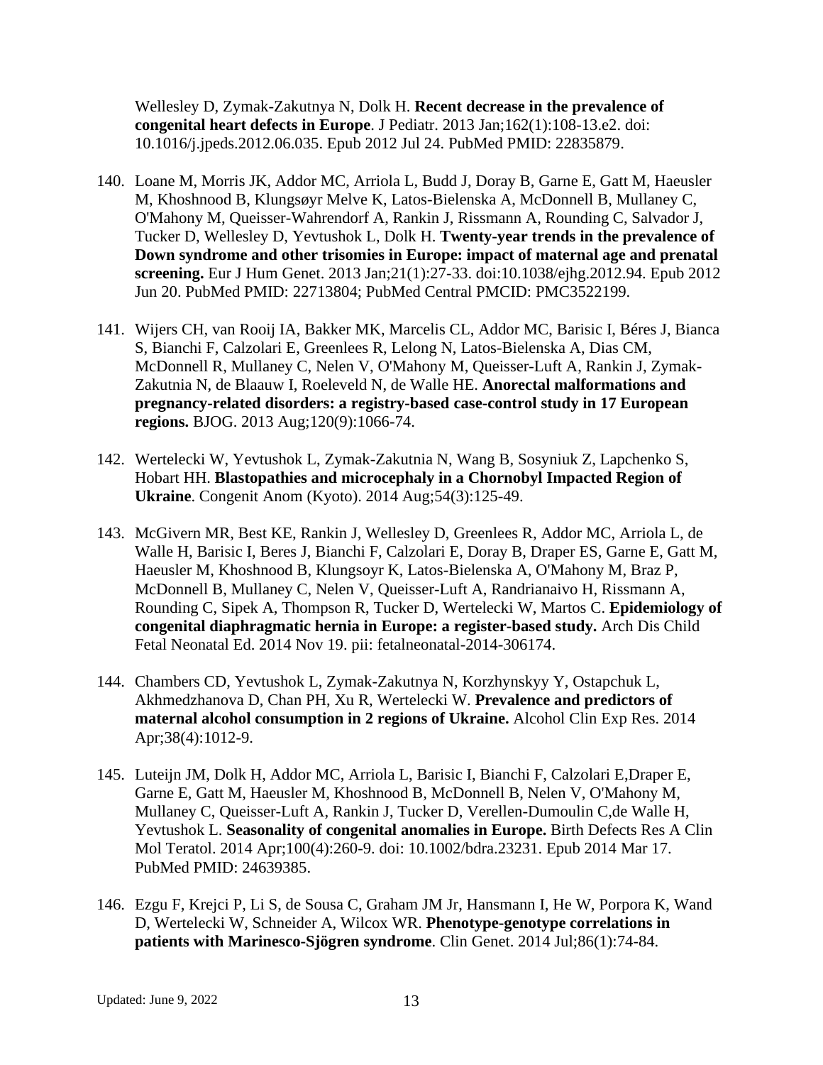Wellesley D, Zymak-Zakutnya N, Dolk H. **Recent decrease in the prevalence of congenital heart defects in Europe**. J Pediatr. 2013 Jan;162(1):108-13.e2. doi: 10.1016/j.jpeds.2012.06.035. Epub 2012 Jul 24. PubMed PMID: 22835879.

140. Loane M, Morris JK, Addor MC, Arriola L, Budd J, Doray B, Garne E, Gatt M, Haeusler M, Khoshnood B, Klungsøyr Melve K, Latos-Bielenska A, McDonnell B, Mullaney C, O'Mahony M, Queisser-Wahrendorf A, Rankin J, Rissmann A, Rounding C, Salvador J, Tucker D, Wellesley D, Yevtushok L, Dolk H. **Twenty-year trends in the prevalence of Down syndrome and other trisomies in Europe: impact of maternal age and prenatal screening.** Eur J Hum Genet. 2013 Jan;21(1):27-33. doi:10.1038/ejhg.2012.94. Epub 2012 Jun 20. PubMed PMID: 22713804; PubMed Central PMCID: PMC3522199.

141. Wijers CH, van Rooij IA, Bakker MK, Marcelis CL, Addor MC, Barisic I, Béres J, Bianca S, Bianchi F, Calzolari E, Greenlees R, Lelong N, Latos-Bielenska A, Dias CM, McDonnell R, Mullaney C, Nelen V, O'Mahony M, Queisser-Luft A, Rankin J, Zymak-Zakutnia N, de Blaauw I, Roeleveld N, de Walle HE. **Anorectal malformations and pregnancy-related disorders: a registry-based case-control study in 17 European regions.** BJOG. 2013 Aug;120(9):1066-74.

142. Wertelecki W, Yevtushok L, Zymak-Zakutnia N, Wang B, Sosyniuk Z, Lapchenko S, Hobart HH. **Blastopathies and microcephaly in a Chornobyl Impacted Region of Ukraine**. Congenit Anom (Kyoto). 2014 Aug;54(3):125-49.

143. McGivern MR, Best KE, Rankin J, Wellesley D, Greenlees R, Addor MC, Arriola L, de Walle H, Barisic I, Beres J, Bianchi F, Calzolari E, Doray B, Draper ES, Garne E, Gatt M, Haeusler M, Khoshnood B, Klungsoyr K, Latos-Bielenska A, O'Mahony M, Braz P, McDonnell B, Mullaney C, Nelen V, Queisser-Luft A, Randrianaivo H, Rissmann A, Rounding C, Sipek A, Thompson R, Tucker D, Wertelecki W, Martos C. **Epidemiology of congenital diaphragmatic hernia in Europe: a register-based study.** Arch Dis Child Fetal Neonatal Ed. 2014 Nov 19. pii: fetalneonatal-2014-306174.

144. Chambers CD, Yevtushok L, Zymak-Zakutnya N, Korzhynskyy Y, Ostapchuk L, Akhmedzhanova D, Chan PH, Xu R, Wertelecki W. **Prevalence and predictors of maternal alcohol consumption in 2 regions of Ukraine.** Alcohol Clin Exp Res. 2014 Apr;38(4):1012-9.

145. Luteijn JM, Dolk H, Addor MC, Arriola L, Barisic I, Bianchi F, Calzolari E,Draper E, Garne E, Gatt M, Haeusler M, Khoshnood B, McDonnell B, Nelen V, O'Mahony M, Mullaney C, Queisser-Luft A, Rankin J, Tucker D, Verellen-Dumoulin C,de Walle H, Yevtushok L. **Seasonality of congenital anomalies in Europe.** Birth Defects Res A Clin Mol Teratol. 2014 Apr;100(4):260-9. doi: 10.1002/bdra.23231. Epub 2014 Mar 17. PubMed PMID: 24639385.

146. Ezgu F, Krejci P, Li S, de Sousa C, Graham JM Jr, Hansmann I, He W, Porpora K, Wand D, Wertelecki W, Schneider A, Wilcox WR. **Phenotype-genotype correlations in patients with Marinesco-Sjögren syndrome**. Clin Genet. 2014 Jul;86(1):74-84.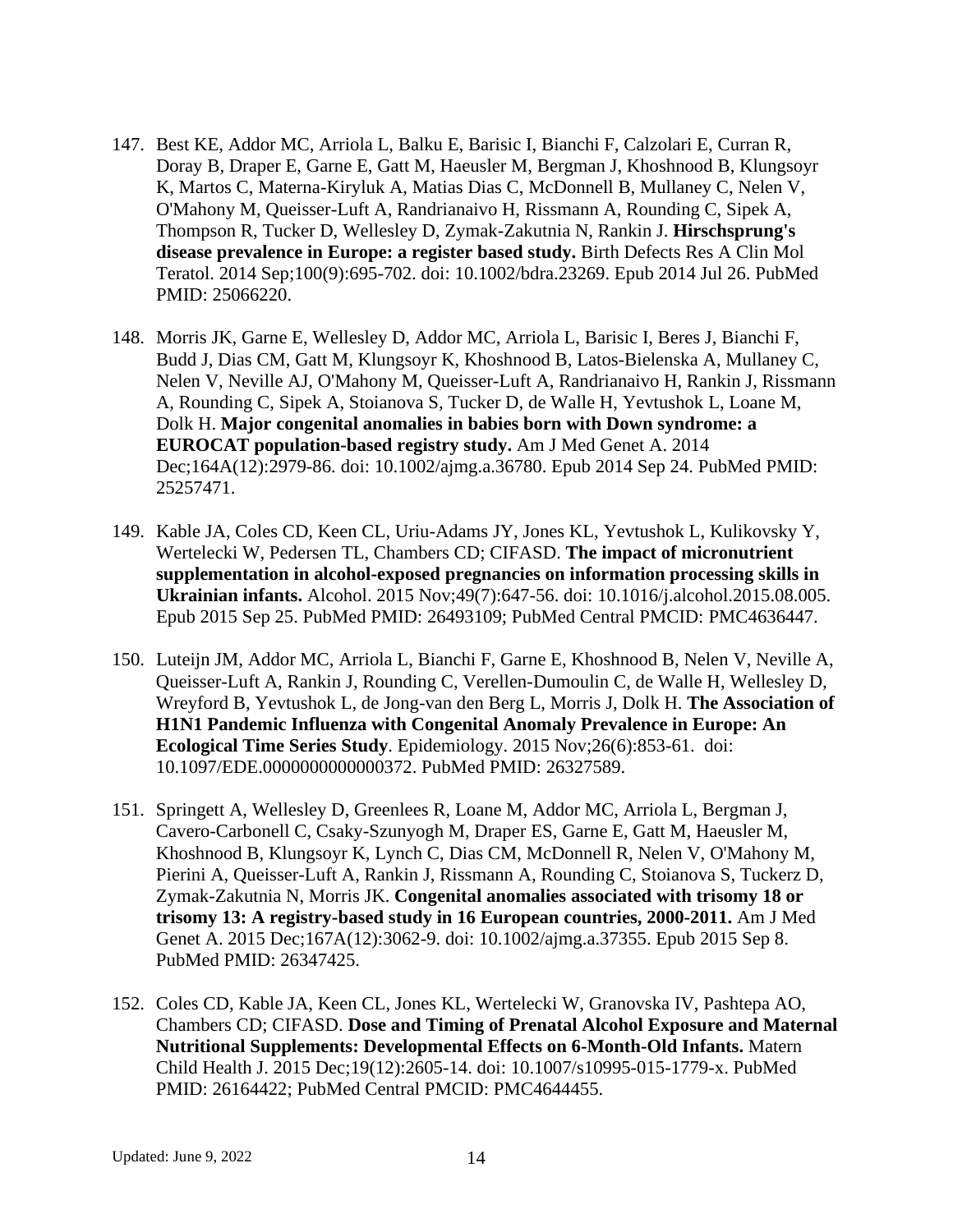147. Best KE, Addor MC, Arriola L, Balku E, Barisic I, Bianchi F, Calzolari E, Curran R, Doray B, Draper E, Garne E, Gatt M, Haeusler M, Bergman J, Khoshnood B, Klungsoyr K, Martos C, Materna-Kiryluk A, Matias Dias C, McDonnell B, Mullaney C, Nelen V, O'Mahony M, Queisser-Luft A, Randrianaivo H, Rissmann A, Rounding C, Sipek A, Thompson R, Tucker D, Wellesley D, Zymak-Zakutnia N, Rankin J. **Hirschsprung's disease prevalence in Europe: a register based study.** Birth Defects Res A Clin Mol Teratol. 2014 Sep;100(9):695-702. doi: 10.1002/bdra.23269. Epub 2014 Jul 26. PubMed PMID: 25066220.

148. Morris JK, Garne E, Wellesley D, Addor MC, Arriola L, Barisic I, Beres J, Bianchi F, Budd J, Dias CM, Gatt M, Klungsoyr K, Khoshnood B, Latos-Bielenska A, Mullaney C, Nelen V, Neville AJ, O'Mahony M, Queisser-Luft A, Randrianaivo H, Rankin J, Rissmann A, Rounding C, Sipek A, Stoianova S, Tucker D, de Walle H, Yevtushok L, Loane M, Dolk H. **Major congenital anomalies in babies born with Down syndrome: a EUROCAT population-based registry study.** Am J Med Genet A. 2014 Dec;164A(12):2979-86. doi: 10.1002/ajmg.a.36780. Epub 2014 Sep 24. PubMed PMID: 25257471.

149. Kable JA, Coles CD, Keen CL, Uriu-Adams JY, Jones KL, Yevtushok L, Kulikovsky Y, Wertelecki W, Pedersen TL, Chambers CD; CIFASD. **The impact of micronutrient supplementation in alcohol-exposed pregnancies on information processing skills in Ukrainian infants.** Alcohol. 2015 Nov;49(7):647-56. doi: 10.1016/j.alcohol.2015.08.005. Epub 2015 Sep 25. PubMed PMID: 26493109; PubMed Central PMCID: PMC4636447.

150. Luteijn JM, Addor MC, Arriola L, Bianchi F, Garne E, Khoshnood B, Nelen V, Neville A, Queisser-Luft A, Rankin J, Rounding C, Verellen-Dumoulin C, de Walle H, Wellesley D, Wreyford B, Yevtushok L, de Jong-van den Berg L, Morris J, Dolk H. **The Association of H1N1 Pandemic Influenza with Congenital Anomaly Prevalence in Europe: An Ecological Time Series Study**. Epidemiology. 2015 Nov;26(6):853-61. doi: 10.1097/EDE.0000000000000372. PubMed PMID: 26327589.

151. Springett A, Wellesley D, Greenlees R, Loane M, Addor MC, Arriola L, Bergman J, Cavero-Carbonell C, Csaky-Szunyogh M, Draper ES, Garne E, Gatt M, Haeusler M, Khoshnood B, Klungsoyr K, Lynch C, Dias CM, McDonnell R, Nelen V, O'Mahony M, Pierini A, Queisser-Luft A, Rankin J, Rissmann A, Rounding C, Stoianova S, Tuckerz D, Zymak-Zakutnia N, Morris JK. **Congenital anomalies associated with trisomy 18 or trisomy 13: A registry-based study in 16 European countries, 2000-2011.** Am J Med Genet A. 2015 Dec;167A(12):3062-9. doi: 10.1002/ajmg.a.37355. Epub 2015 Sep 8. PubMed PMID: 26347425.

152. Coles CD, Kable JA, Keen CL, Jones KL, Wertelecki W, Granovska IV, Pashtepa AO, Chambers CD; CIFASD. **Dose and Timing of Prenatal Alcohol Exposure and Maternal Nutritional Supplements: Developmental Effects on 6-Month-Old Infants.** Matern Child Health J. 2015 Dec;19(12):2605-14. doi: 10.1007/s10995-015-1779-x. PubMed PMID: 26164422; PubMed Central PMCID: PMC4644455.

Updated: June 9, 2022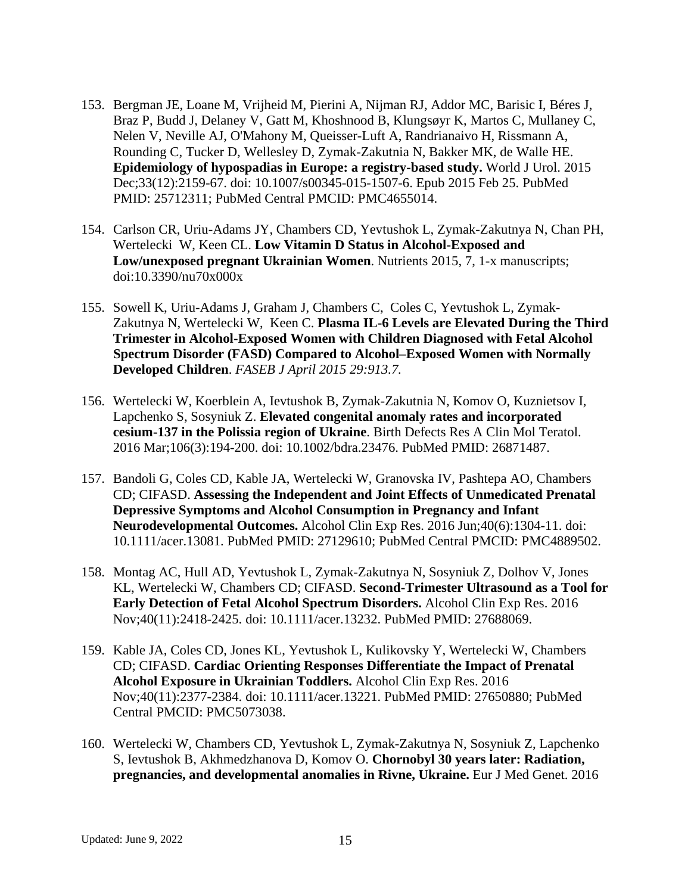153. Bergman JE, Loane M, Vrijheid M, Pierini A, Nijman RJ, Addor MC, Barisic I, Béres J, Braz P, Budd J, Delaney V, Gatt M, Khoshnood B, Klungsøyr K, Martos C, Mullaney C, Nelen V, Neville AJ, O'Mahony M, Queisser-Luft A, Randrianaivo H, Rissmann A, Rounding C, Tucker D, Wellesley D, Zymak-Zakutnia N, Bakker MK, de Walle HE. **Epidemiology of hypospadias in Europe: a registry-based study.** World J Urol. 2015 Dec;33(12):2159-67. doi: 10.1007/s00345-015-1507-6. Epub 2015 Feb 25. PubMed PMID: 25712311; PubMed Central PMCID: PMC4655014.

154. Carlson CR, Uriu-Adams JY, Chambers CD, Yevtushok L, Zymak-Zakutnya N, Chan PH, Wertelecki W, Keen CL. **Low Vitamin D Status in Alcohol-Exposed and Low/unexposed pregnant Ukrainian Women**. Nutrients 2015, 7, 1-x manuscripts; doi:10.3390/nu70x000x

155. Sowell K, Uriu-Adams J, Graham J, Chambers C, Coles C, Yevtushok L, Zymak-Zakutnya N, Wertelecki W, Keen C. **Plasma IL-6 Levels are Elevated During the Third Trimester in Alcohol-Exposed Women with Children Diagnosed with Fetal Alcohol Spectrum Disorder (FASD) Compared to Alcohol–Exposed Women with Normally Developed Children**. *FASEB J April 2015 29:913.7.*

156. Wertelecki W, Koerblein A, Ievtushok B, Zymak-Zakutnia N, Komov O, Kuznietsov I, Lapchenko S, Sosyniuk Z. **Elevated congenital anomaly rates and incorporated cesium-137 in the Polissia region of Ukraine**. Birth Defects Res A Clin Mol Teratol. 2016 Mar;106(3):194-200. doi: 10.1002/bdra.23476. PubMed PMID: 26871487.

157. Bandoli G, Coles CD, Kable JA, Wertelecki W, Granovska IV, Pashtepa AO, Chambers CD; CIFASD. **Assessing the Independent and Joint Effects of Unmedicated Prenatal Depressive Symptoms and Alcohol Consumption in Pregnancy and Infant Neurodevelopmental Outcomes.** Alcohol Clin Exp Res. 2016 Jun;40(6):1304-11. doi: 10.1111/acer.13081. PubMed PMID: 27129610; PubMed Central PMCID: PMC4889502.

158. Montag AC, Hull AD, Yevtushok L, Zymak-Zakutnya N, Sosyniuk Z, Dolhov V, Jones KL, Wertelecki W, Chambers CD; CIFASD. **Second-Trimester Ultrasound as a Tool for Early Detection of Fetal Alcohol Spectrum Disorders.** Alcohol Clin Exp Res. 2016 Nov;40(11):2418-2425. doi: 10.1111/acer.13232. PubMed PMID: 27688069.

159. Kable JA, Coles CD, Jones KL, Yevtushok L, Kulikovsky Y, Wertelecki W, Chambers CD; CIFASD. **Cardiac Orienting Responses Differentiate the Impact of Prenatal Alcohol Exposure in Ukrainian Toddlers.** Alcohol Clin Exp Res. 2016 Nov;40(11):2377-2384. doi: 10.1111/acer.13221. PubMed PMID: 27650880; PubMed Central PMCID: PMC5073038.

160. Wertelecki W, Chambers CD, Yevtushok L, Zymak-Zakutnya N, Sosyniuk Z, Lapchenko S, Ievtushok B, Akhmedzhanova D, Komov O. **Chornobyl 30 years later: Radiation, pregnancies, and developmental anomalies in Rivne, Ukraine.** Eur J Med Genet. 2016

Updated: June 9, 2022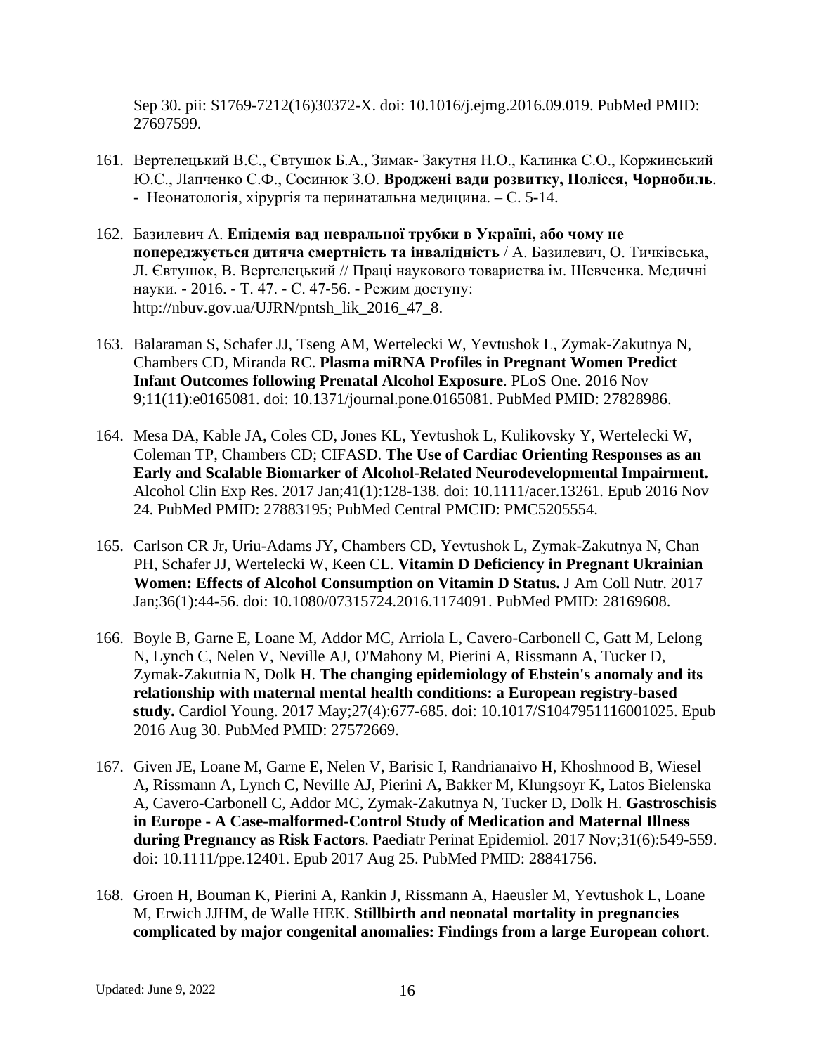Sep 30. pii: S1769-7212(16)30372-X. doi: 10.1016/j.ejmg.2016.09.019. PubMed PMID: 27697599.

161. Вертелецький В.Є., Євтушок Б.А., Зимак- Закутня Н.О., Калинка С.О., Коржинський Ю.С., Лапченко С.Ф., Сосинюк З.О. **Вроджені вади розвитку, Полісся, Чорнобиль**. - Неонатологія, хірургія та перинатальна медицина. – С. 5-14.

162. Базилевич А. **Епідемія вад невральної трубки в Україні, або чому не попереджується дитяча смертність та інвалідність** / А. Базилевич, О. Тичківська, Л. Євтушок, В. Вертелецький // Праці наукового товариства ім. Шевченка. Медичні науки. - 2016. - Т. 47. - С. 47-56. - Режим доступу: http://nbuv.gov.ua/UJRN/pntsh_lik_2016_47_8.

163. Balaraman S, Schafer JJ, Tseng AM, Wertelecki W, Yevtushok L, Zymak-Zakutnya N, Chambers CD, Miranda RC. **Plasma miRNA Profiles in Pregnant Women Predict Infant Outcomes following Prenatal Alcohol Exposure**. PLoS One. 2016 Nov 9;11(11):e0165081. doi: 10.1371/journal.pone.0165081. PubMed PMID: 27828986.

164. Mesa DA, Kable JA, Coles CD, Jones KL, Yevtushok L, Kulikovsky Y, Wertelecki W, Coleman TP, Chambers CD; CIFASD. **The Use of Cardiac Orienting Responses as an Early and Scalable Biomarker of Alcohol-Related Neurodevelopmental Impairment.** Alcohol Clin Exp Res. 2017 Jan;41(1):128-138. doi: 10.1111/acer.13261. Epub 2016 Nov 24. PubMed PMID: 27883195; PubMed Central PMCID: PMC5205554.

165. Carlson CR Jr, Uriu-Adams JY, Chambers CD, Yevtushok L, Zymak-Zakutnya N, Chan PH, Schafer JJ, Wertelecki W, Keen CL. **Vitamin D Deficiency in Pregnant Ukrainian Women: Effects of Alcohol Consumption on Vitamin D Status.** J Am Coll Nutr. 2017 Jan;36(1):44-56. doi: 10.1080/07315724.2016.1174091. PubMed PMID: 28169608.

166. Boyle B, Garne E, Loane M, Addor MC, Arriola L, Cavero-Carbonell C, Gatt M, Lelong N, Lynch C, Nelen V, Neville AJ, O'Mahony M, Pierini A, Rissmann A, Tucker D, Zymak-Zakutnia N, Dolk H. **The changing epidemiology of Ebstein's anomaly and its relationship with maternal mental health conditions: a European registry-based study.** Cardiol Young. 2017 May;27(4):677-685. doi: 10.1017/S1047951116001025. Epub 2016 Aug 30. PubMed PMID: 27572669.

167. Given JE, Loane M, Garne E, Nelen V, Barisic I, Randrianaivo H, Khoshnood B, Wiesel A, Rissmann A, Lynch C, Neville AJ, Pierini A, Bakker M, Klungsoyr K, Latos Bielenska A, Cavero-Carbonell C, Addor MC, Zymak-Zakutnya N, Tucker D, Dolk H. **Gastroschisis in Europe - A Case-malformed-Control Study of Medication and Maternal Illness during Pregnancy as Risk Factors**. Paediatr Perinat Epidemiol. 2017 Nov;31(6):549-559. doi: 10.1111/ppe.12401. Epub 2017 Aug 25. PubMed PMID: 28841756.

168. Groen H, Bouman K, Pierini A, Rankin J, Rissmann A, Haeusler M, Yevtushok L, Loane M, Erwich JJHM, de Walle HEK. **Stillbirth and neonatal mortality in pregnancies complicated by major congenital anomalies: Findings from a large European cohort**.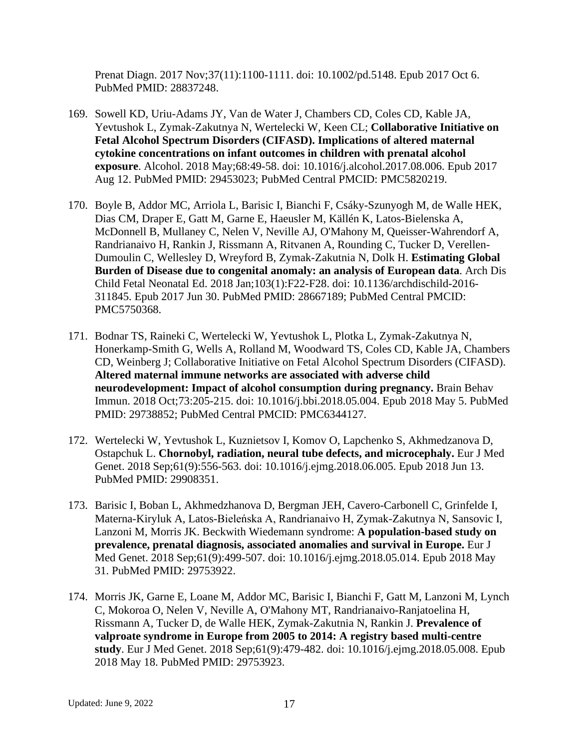Prenat Diagn. 2017 Nov;37(11):1100-1111. doi: 10.1002/pd.5148. Epub 2017 Oct 6. PubMed PMID: 28837248.

169. Sowell KD, Uriu-Adams JY, Van de Water J, Chambers CD, Coles CD, Kable JA, Yevtushok L, Zymak-Zakutnya N, Wertelecki W, Keen CL; **Collaborative Initiative on Fetal Alcohol Spectrum Disorders (CIFASD). Implications of altered maternal cytokine concentrations on infant outcomes in children with prenatal alcohol exposure**. Alcohol. 2018 May;68:49-58. doi: 10.1016/j.alcohol.2017.08.006. Epub 2017 Aug 12. PubMed PMID: 29453023; PubMed Central PMCID: PMC5820219.

170. Boyle B, Addor MC, Arriola L, Barisic I, Bianchi F, Csáky-Szunyogh M, de Walle HEK, Dias CM, Draper E, Gatt M, Garne E, Haeusler M, Källén K, Latos-Bielenska A, McDonnell B, Mullaney C, Nelen V, Neville AJ, O'Mahony M, Queisser-Wahrendorf A, Randrianaivo H, Rankin J, Rissmann A, Ritvanen A, Rounding C, Tucker D, Verellen-Dumoulin C, Wellesley D, Wreyford B, Zymak-Zakutnia N, Dolk H. **Estimating Global Burden of Disease due to congenital anomaly: an analysis of European data**. Arch Dis Child Fetal Neonatal Ed. 2018 Jan;103(1):F22-F28. doi: 10.1136/archdischild-2016-311845. Epub 2017 Jun 30. PubMed PMID: 28667189; PubMed Central PMCID: PMC5750368.

171. Bodnar TS, Raineki C, Wertelecki W, Yevtushok L, Plotka L, Zymak-Zakutnya N, Honerkamp-Smith G, Wells A, Rolland M, Woodward TS, Coles CD, Kable JA, Chambers CD, Weinberg J; Collaborative Initiative on Fetal Alcohol Spectrum Disorders (CIFASD). **Altered maternal immune networks are associated with adverse child neurodevelopment: Impact of alcohol consumption during pregnancy.** Brain Behav Immun. 2018 Oct;73:205-215. doi: 10.1016/j.bbi.2018.05.004. Epub 2018 May 5. PubMed PMID: 29738852; PubMed Central PMCID: PMC6344127.

172. Wertelecki W, Yevtushok L, Kuznietsov I, Komov O, Lapchenko S, Akhmedzanova D, Ostapchuk L. **Chornobyl, radiation, neural tube defects, and microcephaly.** Eur J Med Genet. 2018 Sep;61(9):556-563. doi: 10.1016/j.ejmg.2018.06.005. Epub 2018 Jun 13. PubMed PMID: 29908351.

173. Barisic I, Boban L, Akhmedzhanova D, Bergman JEH, Cavero-Carbonell C, Grinfelde I, Materna-Kiryluk A, Latos-Bieleńska A, Randrianaivo H, Zymak-Zakutnya N, Sansovic I, Lanzoni M, Morris JK. Beckwith Wiedemann syndrome: **A population-based study on prevalence, prenatal diagnosis, associated anomalies and survival in Europe.** Eur J Med Genet. 2018 Sep;61(9):499-507. doi: 10.1016/j.ejmg.2018.05.014. Epub 2018 May 31. PubMed PMID: 29753922.

174. Morris JK, Garne E, Loane M, Addor MC, Barisic I, Bianchi F, Gatt M, Lanzoni M, Lynch C, Mokoroa O, Nelen V, Neville A, O'Mahony MT, Randrianaivo-Ranjatoelina H, Rissmann A, Tucker D, de Walle HEK, Zymak-Zakutnia N, Rankin J. **Prevalence of valproate syndrome in Europe from 2005 to 2014: A registry based multi-centre study**. Eur J Med Genet. 2018 Sep;61(9):479-482. doi: 10.1016/j.ejmg.2018.05.008. Epub 2018 May 18. PubMed PMID: 29753923.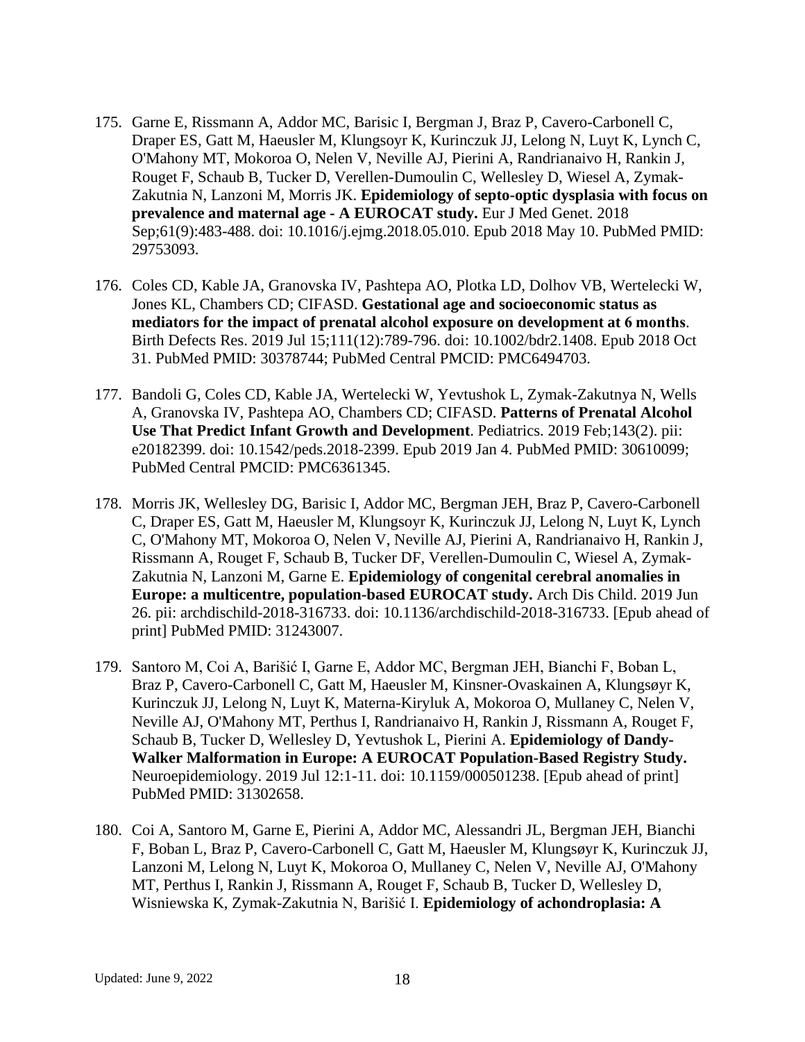175. Garne E, Rissmann A, Addor MC, Barisic I, Bergman J, Braz P, Cavero-Carbonell C, Draper ES, Gatt M, Haeusler M, Klungsoyr K, Kurinczuk JJ, Lelong N, Luyt K, Lynch C, O'Mahony MT, Mokoroa O, Nelen V, Neville AJ, Pierini A, Randrianaivo H, Rankin J, Rouget F, Schaub B, Tucker D, Verellen-Dumoulin C, Wellesley D, Wiesel A, Zymak-Zakutnia N, Lanzoni M, Morris JK. **Epidemiology of septo-optic dysplasia with focus on prevalence and maternal age - A EUROCAT study.** Eur J Med Genet. 2018 Sep;61(9):483-488. doi: 10.1016/j.ejmg.2018.05.010. Epub 2018 May 10. PubMed PMID: 29753093.

176. Coles CD, Kable JA, Granovska IV, Pashtepa AO, Plotka LD, Dolhov VB, Wertelecki W, Jones KL, Chambers CD; CIFASD. **Gestational age and socioeconomic status as mediators for the impact of prenatal alcohol exposure on development at 6 months**. Birth Defects Res. 2019 Jul 15;111(12):789-796. doi: 10.1002/bdr2.1408. Epub 2018 Oct 31. PubMed PMID: 30378744; PubMed Central PMCID: PMC6494703.

177. Bandoli G, Coles CD, Kable JA, Wertelecki W, Yevtushok L, Zymak-Zakutnya N, Wells A, Granovska IV, Pashtepa AO, Chambers CD; CIFASD. **Patterns of Prenatal Alcohol Use That Predict Infant Growth and Development**. Pediatrics. 2019 Feb;143(2). pii: e20182399. doi: 10.1542/peds.2018-2399. Epub 2019 Jan 4. PubMed PMID: 30610099; PubMed Central PMCID: PMC6361345.

178. Morris JK, Wellesley DG, Barisic I, Addor MC, Bergman JEH, Braz P, Cavero-Carbonell C, Draper ES, Gatt M, Haeusler M, Klungsoyr K, Kurinczuk JJ, Lelong N, Luyt K, Lynch C, O'Mahony MT, Mokoroa O, Nelen V, Neville AJ, Pierini A, Randrianaivo H, Rankin J, Rissmann A, Rouget F, Schaub B, Tucker DF, Verellen-Dumoulin C, Wiesel A, Zymak-Zakutnia N, Lanzoni M, Garne E. **Epidemiology of congenital cerebral anomalies in Europe: a multicentre, population-based EUROCAT study.** Arch Dis Child. 2019 Jun 26. pii: archdischild-2018-316733. doi: 10.1136/archdischild-2018-316733. [Epub ahead of print] PubMed PMID: 31243007.

179. Santoro M, Coi A, Barišić I, Garne E, Addor MC, Bergman JEH, Bianchi F, Boban L, Braz P, Cavero-Carbonell C, Gatt M, Haeusler M, Kinsner-Ovaskainen A, Klungsøyr K, Kurinczuk JJ, Lelong N, Luyt K, Materna-Kiryluk A, Mokoroa O, Mullaney C, Nelen V, Neville AJ, O'Mahony MT, Perthus I, Randrianaivo H, Rankin J, Rissmann A, Rouget F, Schaub B, Tucker D, Wellesley D, Yevtushok L, Pierini A. **Epidemiology of Dandy-Walker Malformation in Europe: A EUROCAT Population-Based Registry Study.** Neuroepidemiology. 2019 Jul 12:1-11. doi: 10.1159/000501238. [Epub ahead of print] PubMed PMID: 31302658.

180. Coi A, Santoro M, Garne E, Pierini A, Addor MC, Alessandri JL, Bergman JEH, Bianchi F, Boban L, Braz P, Cavero-Carbonell C, Gatt M, Haeusler M, Klungsøyr K, Kurinczuk JJ, Lanzoni M, Lelong N, Luyt K, Mokoroa O, Mullaney C, Nelen V, Neville AJ, O'Mahony MT, Perthus I, Rankin J, Rissmann A, Rouget F, Schaub B, Tucker D, Wellesley D, Wisniewska K, Zymak-Zakutnia N, Barišić I. **Epidemiology of achondroplasia: A**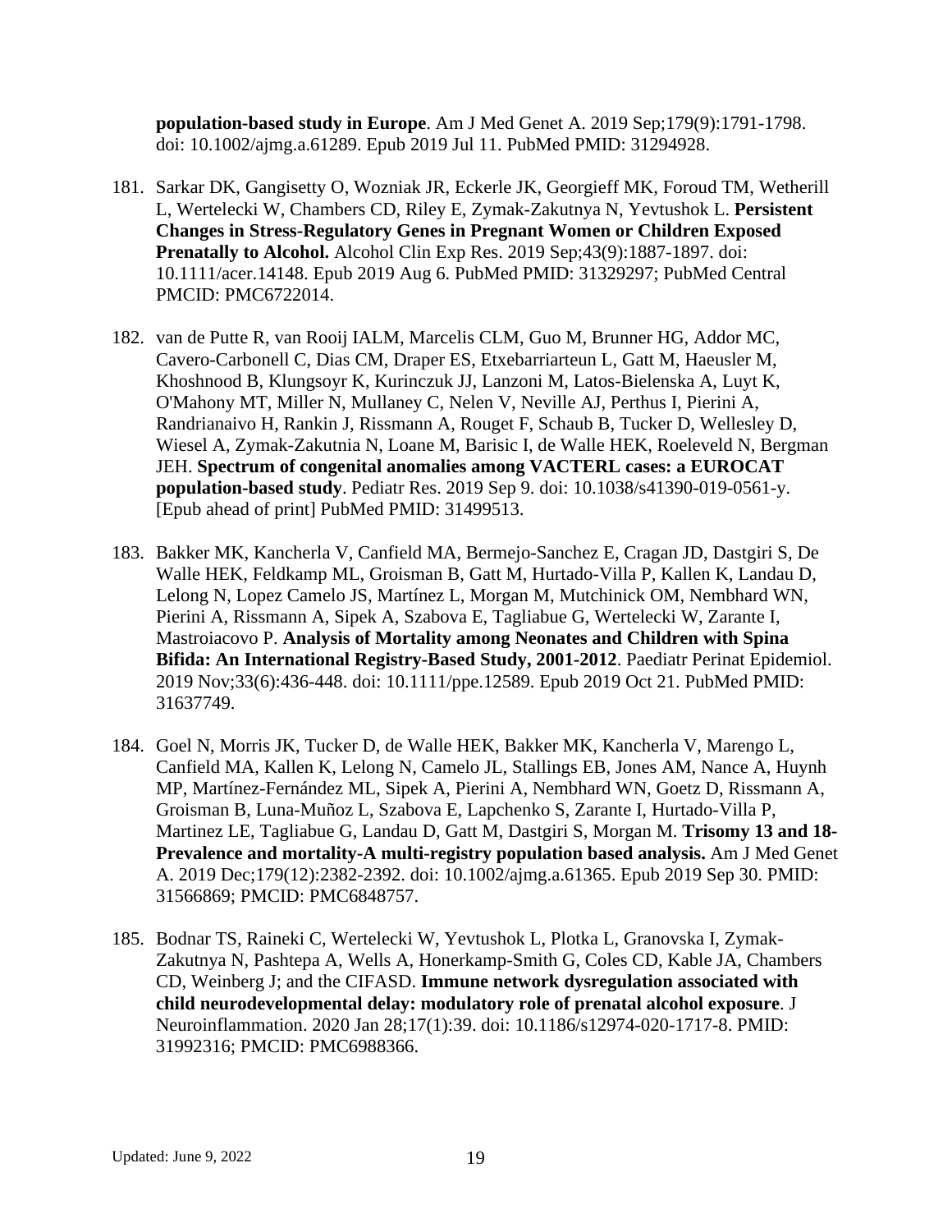**population-based study in Europe**. Am J Med Genet A. 2019 Sep;179(9):1791-1798. doi: 10.1002/ajmg.a.61289. Epub 2019 Jul 11. PubMed PMID: 31294928.

181. Sarkar DK, Gangisetty O, Wozniak JR, Eckerle JK, Georgieff MK, Foroud TM, Wetherill L, Wertelecki W, Chambers CD, Riley E, Zymak-Zakutnya N, Yevtushok L. **Persistent Changes in Stress-Regulatory Genes in Pregnant Women or Children Exposed Prenatally to Alcohol.** Alcohol Clin Exp Res. 2019 Sep;43(9):1887-1897. doi: 10.1111/acer.14148. Epub 2019 Aug 6. PubMed PMID: 31329297; PubMed Central PMCID: PMC6722014.

182. van de Putte R, van Rooij IALM, Marcelis CLM, Guo M, Brunner HG, Addor MC, Cavero-Carbonell C, Dias CM, Draper ES, Etxebarriarteun L, Gatt M, Haeusler M, Khoshnood B, Klungsoyr K, Kurinczuk JJ, Lanzoni M, Latos-Bielenska A, Luyt K, O'Mahony MT, Miller N, Mullaney C, Nelen V, Neville AJ, Perthus I, Pierini A, Randrianaivo H, Rankin J, Rissmann A, Rouget F, Schaub B, Tucker D, Wellesley D, Wiesel A, Zymak-Zakutnia N, Loane M, Barisic I, de Walle HEK, Roeleveld N, Bergman JEH. **Spectrum of congenital anomalies among VACTERL cases: a EUROCAT population-based study**. Pediatr Res. 2019 Sep 9. doi: 10.1038/s41390-019-0561-y. [Epub ahead of print] PubMed PMID: 31499513.

183. Bakker MK, Kancherla V, Canfield MA, Bermejo-Sanchez E, Cragan JD, Dastgiri S, De Walle HEK, Feldkamp ML, Groisman B, Gatt M, Hurtado-Villa P, Kallen K, Landau D, Lelong N, Lopez Camelo JS, Martínez L, Morgan M, Mutchinick OM, Nembhard WN, Pierini A, Rissmann A, Sipek A, Szabova E, Tagliabue G, Wertelecki W, Zarante I, Mastroiacovo P. **Analysis of Mortality among Neonates and Children with Spina Bifida: An International Registry-Based Study, 2001-2012**. Paediatr Perinat Epidemiol. 2019 Nov;33(6):436-448. doi: 10.1111/ppe.12589. Epub 2019 Oct 21. PubMed PMID: 31637749.

184. Goel N, Morris JK, Tucker D, de Walle HEK, Bakker MK, Kancherla V, Marengo L, Canfield MA, Kallen K, Lelong N, Camelo JL, Stallings EB, Jones AM, Nance A, Huynh MP, Martínez-Fernández ML, Sipek A, Pierini A, Nembhard WN, Goetz D, Rissmann A, Groisman B, Luna-Muñoz L, Szabova E, Lapchenko S, Zarante I, Hurtado-Villa P, Martinez LE, Tagliabue G, Landau D, Gatt M, Dastgiri S, Morgan M. **Trisomy 13 and 18-Prevalence and mortality-A multi-registry population based analysis.** Am J Med Genet A. 2019 Dec;179(12):2382-2392. doi: 10.1002/ajmg.a.61365. Epub 2019 Sep 30. PMID: 31566869; PMCID: PMC6848757.

185. Bodnar TS, Raineki C, Wertelecki W, Yevtushok L, Plotka L, Granovska I, Zymak-Zakutnya N, Pashtepa A, Wells A, Honerkamp-Smith G, Coles CD, Kable JA, Chambers CD, Weinberg J; and the CIFASD. **Immune network dysregulation associated with child neurodevelopmental delay: modulatory role of prenatal alcohol exposure**. J Neuroinflammation. 2020 Jan 28;17(1):39. doi: 10.1186/s12974-020-1717-8. PMID: 31992316; PMCID: PMC6988366.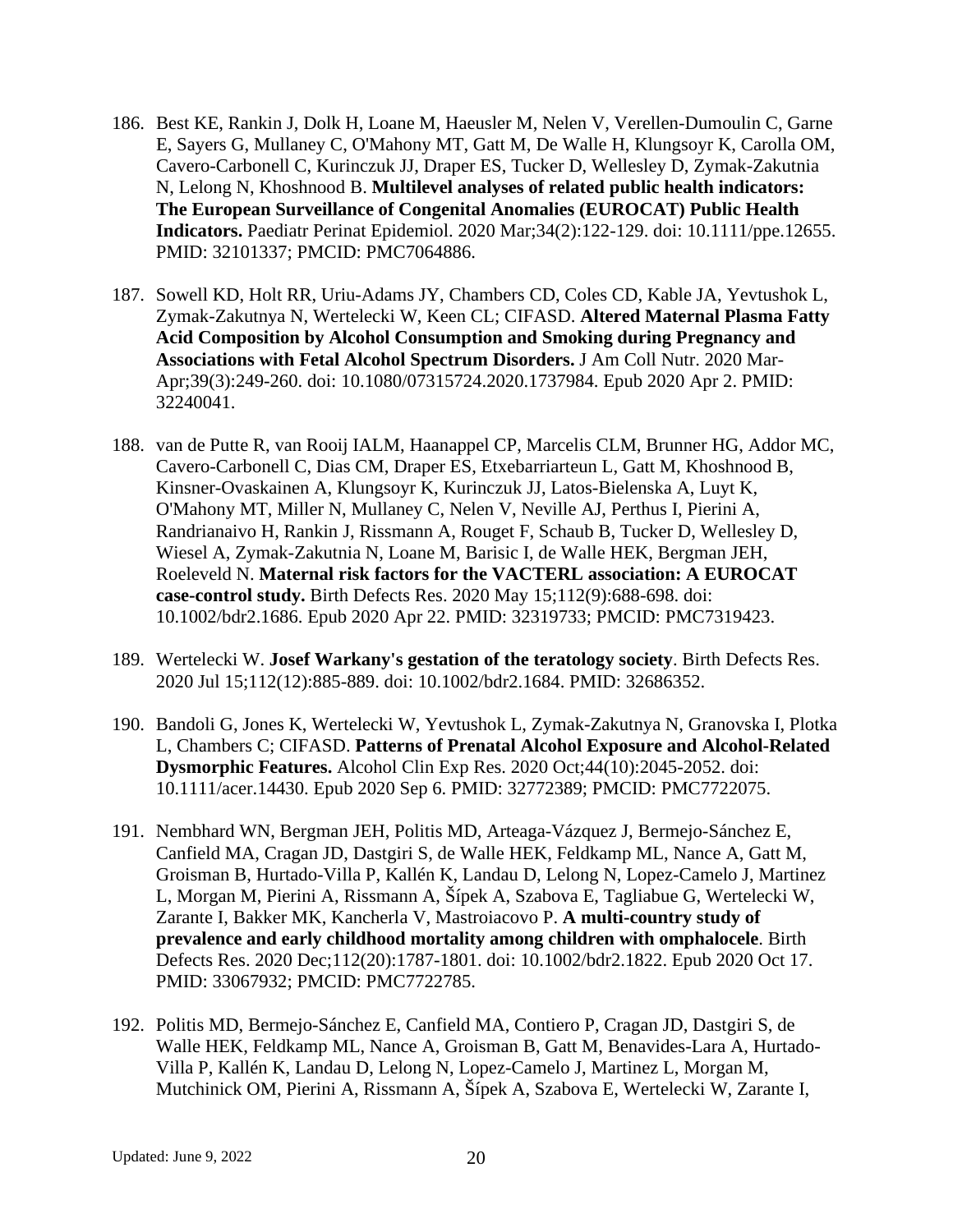186. Best KE, Rankin J, Dolk H, Loane M, Haeusler M, Nelen V, Verellen-Dumoulin C, Garne E, Sayers G, Mullaney C, O'Mahony MT, Gatt M, De Walle H, Klungsoyr K, Carolla OM, Cavero-Carbonell C, Kurinczuk JJ, Draper ES, Tucker D, Wellesley D, Zymak-Zakutnia N, Lelong N, Khoshnood B. **Multilevel analyses of related public health indicators: The European Surveillance of Congenital Anomalies (EUROCAT) Public Health Indicators.** Paediatr Perinat Epidemiol. 2020 Mar;34(2):122-129. doi: 10.1111/ppe.12655. PMID: 32101337; PMCID: PMC7064886.

187. Sowell KD, Holt RR, Uriu-Adams JY, Chambers CD, Coles CD, Kable JA, Yevtushok L, Zymak-Zakutnya N, Wertelecki W, Keen CL; CIFASD. **Altered Maternal Plasma Fatty Acid Composition by Alcohol Consumption and Smoking during Pregnancy and Associations with Fetal Alcohol Spectrum Disorders.** J Am Coll Nutr. 2020 Mar-Apr;39(3):249-260. doi: 10.1080/07315724.2020.1737984. Epub 2020 Apr 2. PMID: 32240041.

188. van de Putte R, van Rooij IALM, Haanappel CP, Marcelis CLM, Brunner HG, Addor MC, Cavero-Carbonell C, Dias CM, Draper ES, Etxebarriarteun L, Gatt M, Khoshnood B, Kinsner-Ovaskainen A, Klungsoyr K, Kurinczuk JJ, Latos-Bielenska A, Luyt K, O'Mahony MT, Miller N, Mullaney C, Nelen V, Neville AJ, Perthus I, Pierini A, Randrianaivo H, Rankin J, Rissmann A, Rouget F, Schaub B, Tucker D, Wellesley D, Wiesel A, Zymak-Zakutnia N, Loane M, Barisic I, de Walle HEK, Bergman JEH, Roeleveld N. **Maternal risk factors for the VACTERL association: A EUROCAT case-control study.** Birth Defects Res. 2020 May 15;112(9):688-698. doi: 10.1002/bdr2.1686. Epub 2020 Apr 22. PMID: 32319733; PMCID: PMC7319423.

189. Wertelecki W. **Josef Warkany's gestation of the teratology society**. Birth Defects Res. 2020 Jul 15;112(12):885-889. doi: 10.1002/bdr2.1684. PMID: 32686352.

190. Bandoli G, Jones K, Wertelecki W, Yevtushok L, Zymak-Zakutnya N, Granovska I, Plotka L, Chambers C; CIFASD. **Patterns of Prenatal Alcohol Exposure and Alcohol-Related Dysmorphic Features.** Alcohol Clin Exp Res. 2020 Oct;44(10):2045-2052. doi: 10.1111/acer.14430. Epub 2020 Sep 6. PMID: 32772389; PMCID: PMC7722075.

191. Nembhard WN, Bergman JEH, Politis MD, Arteaga-Vázquez J, Bermejo-Sánchez E, Canfield MA, Cragan JD, Dastgiri S, de Walle HEK, Feldkamp ML, Nance A, Gatt M, Groisman B, Hurtado-Villa P, Kallén K, Landau D, Lelong N, Lopez-Camelo J, Martinez L, Morgan M, Pierini A, Rissmann A, Šípek A, Szabova E, Tagliabue G, Wertelecki W, Zarante I, Bakker MK, Kancherla V, Mastroiacovo P. **A multi-country study of prevalence and early childhood mortality among children with omphalocele**. Birth Defects Res. 2020 Dec;112(20):1787-1801. doi: 10.1002/bdr2.1822. Epub 2020 Oct 17. PMID: 33067932; PMCID: PMC7722785.

192. Politis MD, Bermejo-Sánchez E, Canfield MA, Contiero P, Cragan JD, Dastgiri S, de Walle HEK, Feldkamp ML, Nance A, Groisman B, Gatt M, Benavides-Lara A, Hurtado-Villa P, Kallén K, Landau D, Lelong N, Lopez-Camelo J, Martinez L, Morgan M, Mutchinick OM, Pierini A, Rissmann A, Šípek A, Szabova E, Wertelecki W, Zarante I,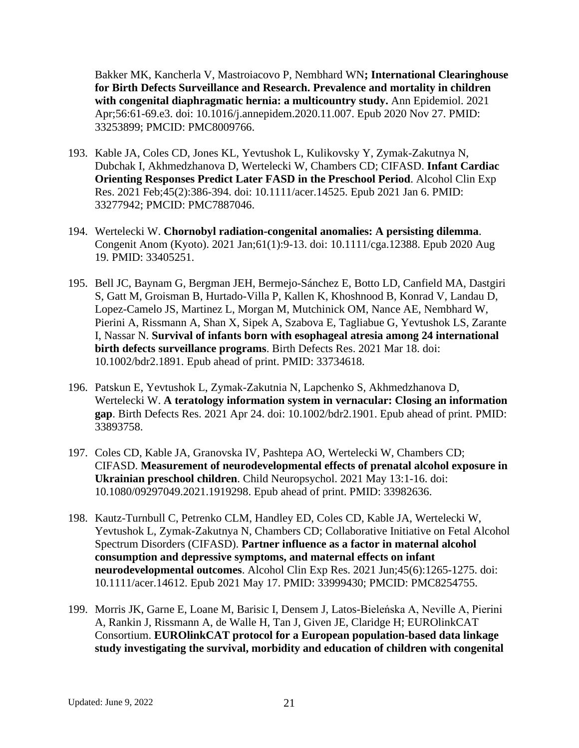Bakker MK, Kancherla V, Mastroiacovo P, Nembhard WN**; International Clearinghouse for Birth Defects Surveillance and Research. Prevalence and mortality in children with congenital diaphragmatic hernia: a multicountry study.** Ann Epidemiol. 2021 Apr;56:61-69.e3. doi: 10.1016/j.annepidem.2020.11.007. Epub 2020 Nov 27. PMID: 33253899; PMCID: PMC8009766.

193. Kable JA, Coles CD, Jones KL, Yevtushok L, Kulikovsky Y, Zymak-Zakutnya N, Dubchak I, Akhmedzhanova D, Wertelecki W, Chambers CD; CIFASD. **Infant Cardiac Orienting Responses Predict Later FASD in the Preschool Period**. Alcohol Clin Exp Res. 2021 Feb;45(2):386-394. doi: 10.1111/acer.14525. Epub 2021 Jan 6. PMID: 33277942; PMCID: PMC7887046.

194. Wertelecki W. **Chornobyl radiation-congenital anomalies: A persisting dilemma**. Congenit Anom (Kyoto). 2021 Jan;61(1):9-13. doi: 10.1111/cga.12388. Epub 2020 Aug 19. PMID: 33405251.

195. Bell JC, Baynam G, Bergman JEH, Bermejo-Sánchez E, Botto LD, Canfield MA, Dastgiri S, Gatt M, Groisman B, Hurtado-Villa P, Kallen K, Khoshnood B, Konrad V, Landau D, Lopez-Camelo JS, Martinez L, Morgan M, Mutchinick OM, Nance AE, Nembhard W, Pierini A, Rissmann A, Shan X, Sipek A, Szabova E, Tagliabue G, Yevtushok LS, Zarante I, Nassar N. **Survival of infants born with esophageal atresia among 24 international birth defects surveillance programs**. Birth Defects Res. 2021 Mar 18. doi: 10.1002/bdr2.1891. Epub ahead of print. PMID: 33734618.

196. Patskun E, Yevtushok L, Zymak-Zakutnia N, Lapchenko S, Akhmedzhanova D, Wertelecki W. **A teratology information system in vernacular: Closing an information gap**. Birth Defects Res. 2021 Apr 24. doi: 10.1002/bdr2.1901. Epub ahead of print. PMID: 33893758.

197. Coles CD, Kable JA, Granovska IV, Pashtepa AO, Wertelecki W, Chambers CD; CIFASD. **Measurement of neurodevelopmental effects of prenatal alcohol exposure in Ukrainian preschool children**. Child Neuropsychol. 2021 May 13:1-16. doi: 10.1080/09297049.2021.1919298. Epub ahead of print. PMID: 33982636.

198. Kautz-Turnbull C, Petrenko CLM, Handley ED, Coles CD, Kable JA, Wertelecki W, Yevtushok L, Zymak-Zakutnya N, Chambers CD; Collaborative Initiative on Fetal Alcohol Spectrum Disorders (CIFASD). **Partner influence as a factor in maternal alcohol consumption and depressive symptoms, and maternal effects on infant neurodevelopmental outcomes**. Alcohol Clin Exp Res. 2021 Jun;45(6):1265-1275. doi: 10.1111/acer.14612. Epub 2021 May 17. PMID: 33999430; PMCID: PMC8254755.

199. Morris JK, Garne E, Loane M, Barisic I, Densem J, Latos-Bieleńska A, Neville A, Pierini A, Rankin J, Rissmann A, de Walle H, Tan J, Given JE, Claridge H; EUROlinkCAT Consortium. **EUROlinkCAT protocol for a European population-based data linkage study investigating the survival, morbidity and education of children with congenital**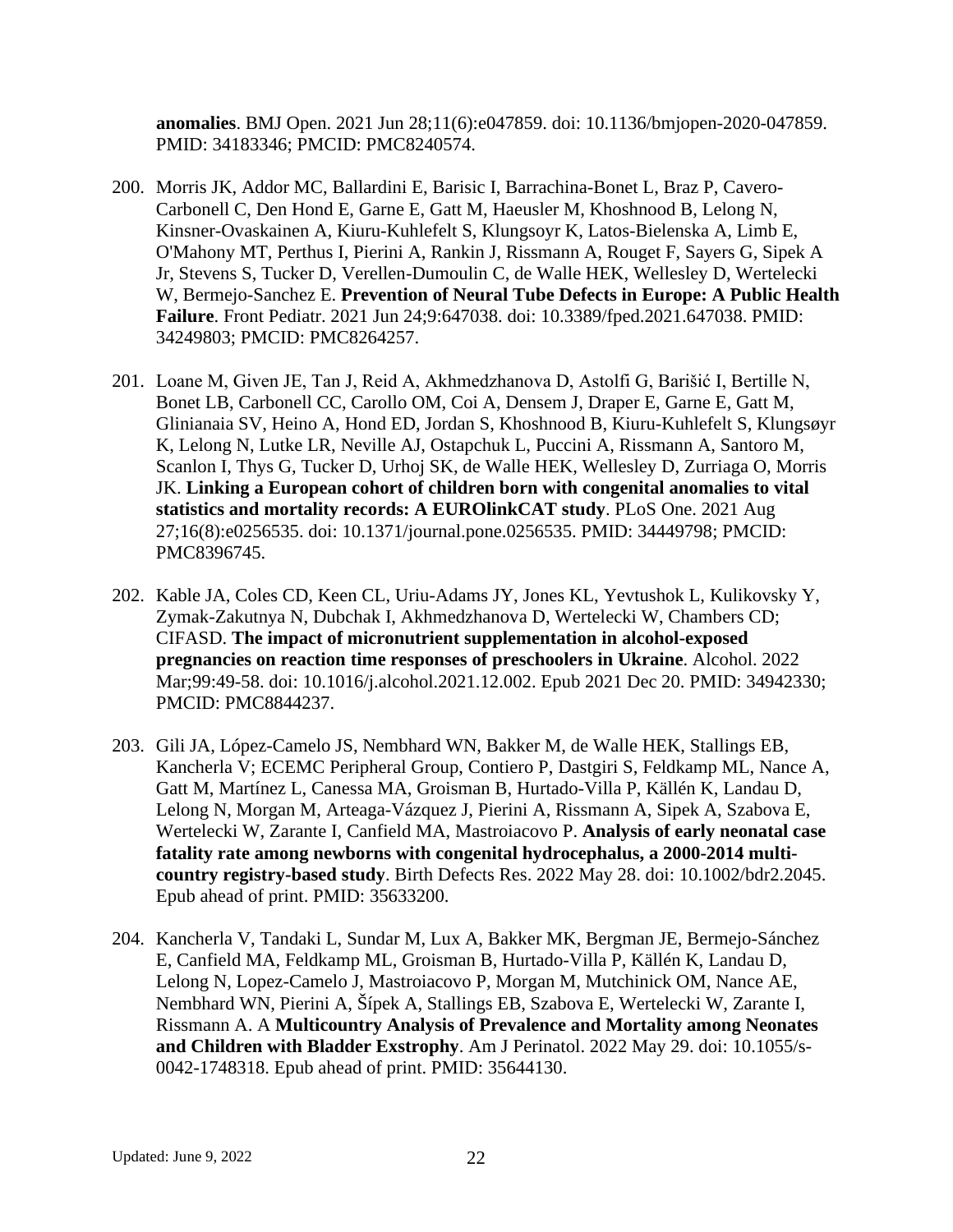**anomalies**. BMJ Open. 2021 Jun 28;11(6):e047859. doi: 10.1136/bmjopen-2020-047859. PMID: 34183346; PMCID: PMC8240574.

200. Morris JK, Addor MC, Ballardini E, Barisic I, Barrachina-Bonet L, Braz P, Cavero-Carbonell C, Den Hond E, Garne E, Gatt M, Haeusler M, Khoshnood B, Lelong N, Kinsner-Ovaskainen A, Kiuru-Kuhlefelt S, Klungsoyr K, Latos-Bielenska A, Limb E, O'Mahony MT, Perthus I, Pierini A, Rankin J, Rissmann A, Rouget F, Sayers G, Sipek A Jr, Stevens S, Tucker D, Verellen-Dumoulin C, de Walle HEK, Wellesley D, Wertelecki W, Bermejo-Sanchez E. **Prevention of Neural Tube Defects in Europe: A Public Health Failure**. Front Pediatr. 2021 Jun 24;9:647038. doi: 10.3389/fped.2021.647038. PMID: 34249803; PMCID: PMC8264257.

201. Loane M, Given JE, Tan J, Reid A, Akhmedzhanova D, Astolfi G, Barišić I, Bertille N, Bonet LB, Carbonell CC, Carollo OM, Coi A, Densem J, Draper E, Garne E, Gatt M, Glinianaia SV, Heino A, Hond ED, Jordan S, Khoshnood B, Kiuru-Kuhlefelt S, Klungsøyr K, Lelong N, Lutke LR, Neville AJ, Ostapchuk L, Puccini A, Rissmann A, Santoro M, Scanlon I, Thys G, Tucker D, Urhoj SK, de Walle HEK, Wellesley D, Zurriaga O, Morris JK. **Linking a European cohort of children born with congenital anomalies to vital statistics and mortality records: A EUROlinkCAT study**. PLoS One. 2021 Aug 27;16(8):e0256535. doi: 10.1371/journal.pone.0256535. PMID: 34449798; PMCID: PMC8396745.

202. Kable JA, Coles CD, Keen CL, Uriu-Adams JY, Jones KL, Yevtushok L, Kulikovsky Y, Zymak-Zakutnya N, Dubchak I, Akhmedzhanova D, Wertelecki W, Chambers CD; CIFASD. **The impact of micronutrient supplementation in alcohol-exposed pregnancies on reaction time responses of preschoolers in Ukraine**. Alcohol. 2022 Mar;99:49-58. doi: 10.1016/j.alcohol.2021.12.002. Epub 2021 Dec 20. PMID: 34942330; PMCID: PMC8844237.

203. Gili JA, López-Camelo JS, Nembhard WN, Bakker M, de Walle HEK, Stallings EB, Kancherla V; ECEMC Peripheral Group, Contiero P, Dastgiri S, Feldkamp ML, Nance A, Gatt M, Martínez L, Canessa MA, Groisman B, Hurtado-Villa P, Källén K, Landau D, Lelong N, Morgan M, Arteaga-Vázquez J, Pierini A, Rissmann A, Sipek A, Szabova E, Wertelecki W, Zarante I, Canfield MA, Mastroiacovo P. **Analysis of early neonatal case fatality rate among newborns with congenital hydrocephalus, a 2000-2014 multi-country registry-based study**. Birth Defects Res. 2022 May 28. doi: 10.1002/bdr2.2045. Epub ahead of print. PMID: 35633200.

204. Kancherla V, Tandaki L, Sundar M, Lux A, Bakker MK, Bergman JE, Bermejo-Sánchez E, Canfield MA, Feldkamp ML, Groisman B, Hurtado-Villa P, Källén K, Landau D, Lelong N, Lopez-Camelo J, Mastroiacovo P, Morgan M, Mutchinick OM, Nance AE, Nembhard WN, Pierini A, Šípek A, Stallings EB, Szabova E, Wertelecki W, Zarante I, Rissmann A. A **Multicountry Analysis of Prevalence and Mortality among Neonates and Children with Bladder Exstrophy**. Am J Perinatol. 2022 May 29. doi: 10.1055/s-0042-1748318. Epub ahead of print. PMID: 35644130.

Updated: June 9, 2022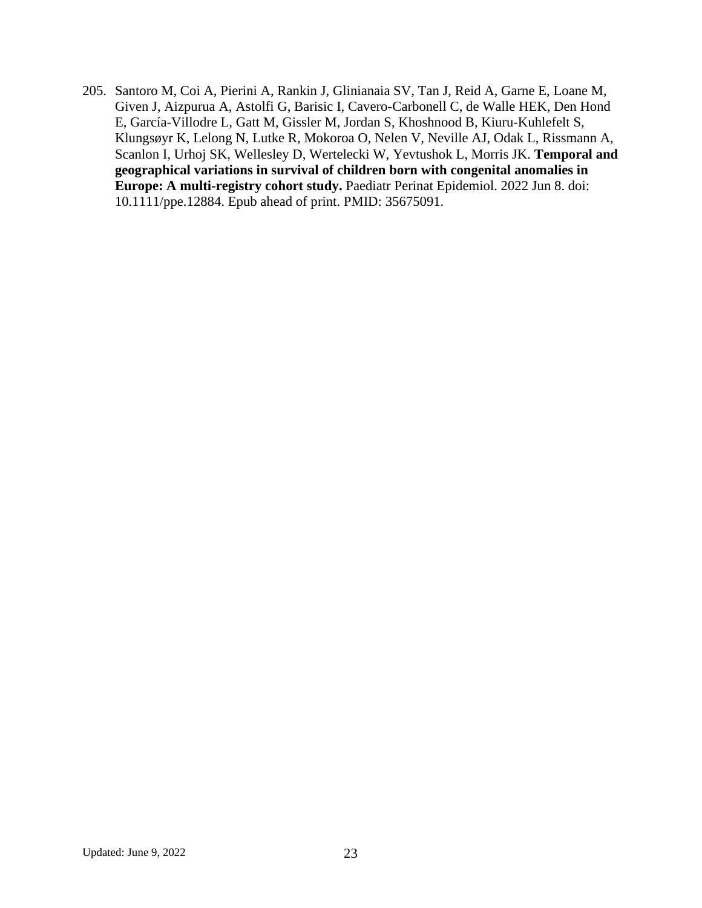205. Santoro M, Coi A, Pierini A, Rankin J, Glinianaia SV, Tan J, Reid A, Garne E, Loane M, Given J, Aizpurua A, Astolfi G, Barisic I, Cavero-Carbonell C, de Walle HEK, Den Hond E, García-Villodre L, Gatt M, Gissler M, Jordan S, Khoshnood B, Kiuru-Kuhlefelt S, Klungsøyr K, Lelong N, Lutke R, Mokoroa O, Nelen V, Neville AJ, Odak L, Rissmann A, Scanlon I, Urhoj SK, Wellesley D, Wertelecki W, Yevtushok L, Morris JK. **Temporal and geographical variations in survival of children born with congenital anomalies in Europe: A multi-registry cohort study.** Paediatr Perinat Epidemiol. 2022 Jun 8. doi: 10.1111/ppe.12884. Epub ahead of print. PMID: 35675091.

Updated: June 9, 2022